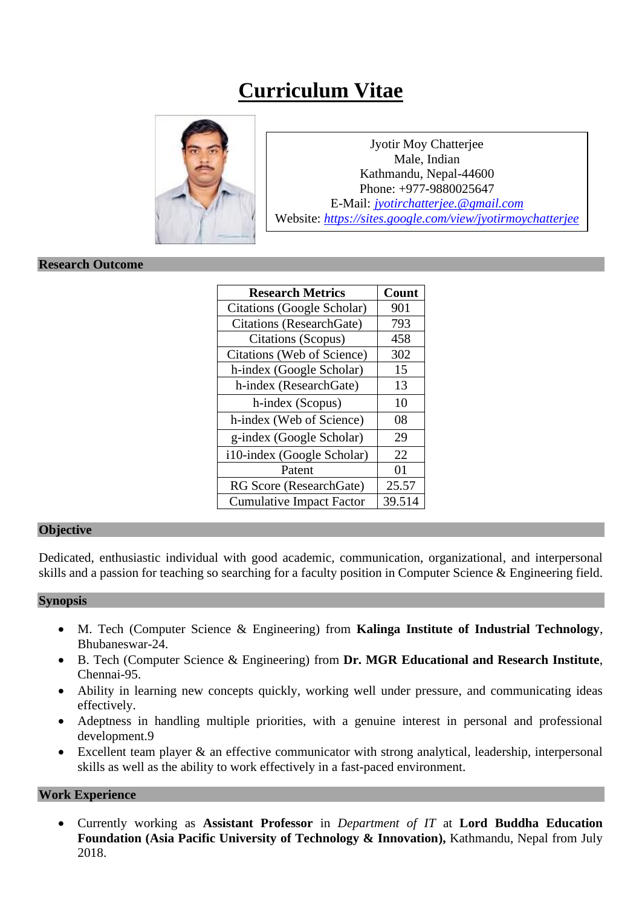# Curriculum Vitae

Jyotir Moy Chatterjee
Male, Indian
Kathmandu, Nepal-44600
Phone: +977-9880025647
E-Mail: *jyotirchatterjee.@gmail.com*
Website: *https://sites.google.com/view/jyotirmoychatterjee*

## Research Outcome

| Research Metrics | Count |
|---|---|
| Citations (Google Scholar) | 901 |
| Citations (ResearchGate) | 793 |
| Citations (Scopus) | 458 |
| Citations (Web of Science) | 302 |
| h-index (Google Scholar) | 15 |
| h-index (ResearchGate) | 13 |
| h-index (Scopus) | 10 |
| h-index (Web of Science) | 08 |
| g-index (Google Scholar) | 29 |
| i10-index (Google Scholar) | 22 |
| Patent | 01 |
| RG Score (ResearchGate) | 25.57 |
| Cumulative Impact Factor | 39.514 |

## Objective

Dedicated, enthusiastic individual with good academic, communication, organizational, and interpersonal skills and a passion for teaching so searching for a faculty position in Computer Science & Engineering field.

## Synopsis

- M. Tech (Computer Science & Engineering) from **Kalinga Institute of Industrial Technology**, Bhubaneswar-24.
- B. Tech (Computer Science & Engineering) from **Dr. MGR Educational and Research Institute**, Chennai-95.
- Ability in learning new concepts quickly, working well under pressure, and communicating ideas effectively.
- Adeptness in handling multiple priorities, with a genuine interest in personal and professional development.9
- Excellent team player & an effective communicator with strong analytical, leadership, interpersonal skills as well as the ability to work effectively in a fast-paced environment.

## Work Experience

- Currently working as **Assistant Professor** in *Department of IT* at **Lord Buddha Education Foundation (Asia Pacific University of Technology & Innovation),** Kathmandu, Nepal from July 2018.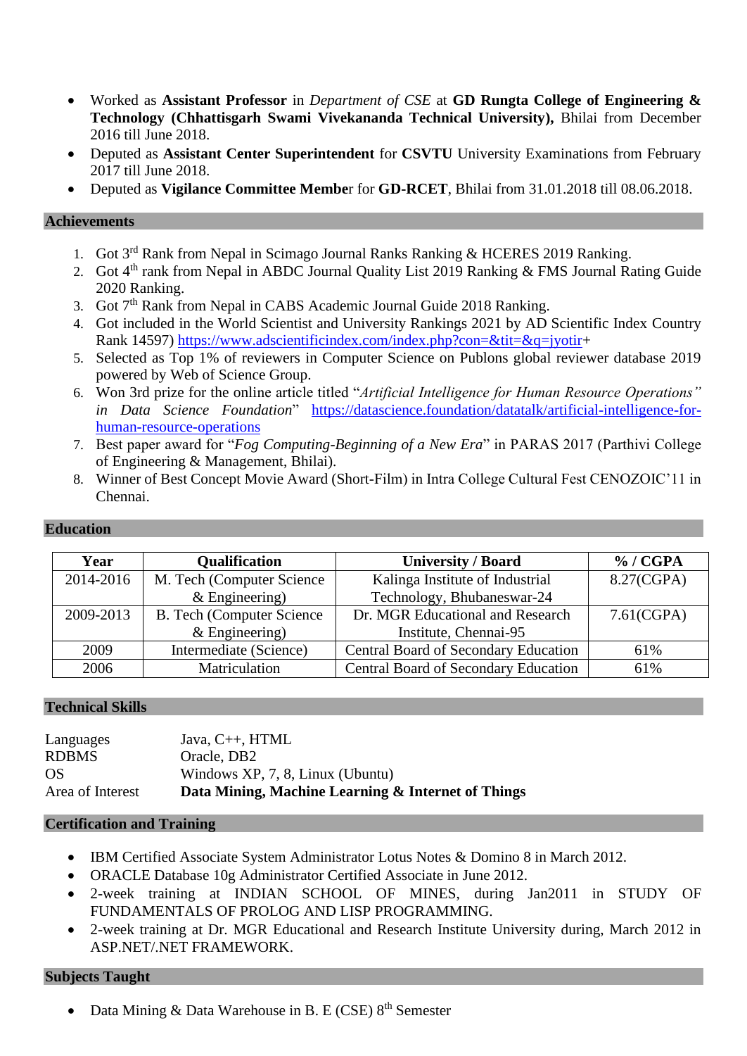- Worked as **Assistant Professor** in *Department of CSE* at **GD Rungta College of Engineering & Technology (Chhattisgarh Swami Vivekananda Technical University),** Bhilai from December 2016 till June 2018.
- Deputed as **Assistant Center Superintendent** for **CSVTU** University Examinations from February 2017 till June 2018.
- Deputed as **Vigilance Committee Membe**r for **GD-RCET**, Bhilai from 31.01.2018 till 08.06.2018.

## Achievements

1. Got 3rd Rank from Nepal in Scimago Journal Ranks Ranking & HCERES 2019 Ranking.
2. Got 4th rank from Nepal in ABDC Journal Quality List 2019 Ranking & FMS Journal Rating Guide 2020 Ranking.
3. Got 7th Rank from Nepal in CABS Academic Journal Guide 2018 Ranking.
4. Got included in the World Scientist and University Rankings 2021 by AD Scientific Index Country Rank 14597) https://www.adscientificindex.com/index.php?con=&tit=&q=jyotir+
5. Selected as Top 1% of reviewers in Computer Science on Publons global reviewer database 2019 powered by Web of Science Group.
6. Won 3rd prize for the online article titled "*Artificial Intelligence for Human Resource Operations" in Data Science Foundation*" https://datascience.foundation/datatalk/artificial-intelligence-for-human-resource-operations
7. Best paper award for "*Fog Computing-Beginning of a New Era*" in PARAS 2017 (Parthivi College of Engineering & Management, Bhilai).
8. Winner of Best Concept Movie Award (Short-Film) in Intra College Cultural Fest CENOZOIC'11 in Chennai.

## Education

| Year | Qualification | University / Board | % / CGPA |
|---|---|---|---|
| 2014-2016 | M. Tech (Computer Science & Engineering) | Kalinga Institute of Industrial Technology, Bhubaneswar-24 | 8.27(CGPA) |
| 2009-2013 | B. Tech (Computer Science & Engineering) | Dr. MGR Educational and Research Institute, Chennai-95 | 7.61(CGPA) |
| 2009 | Intermediate (Science) | Central Board of Secondary Education | 61% |
| 2006 | Matriculation | Central Board of Secondary Education | 61% |

## Technical Skills

| | |
|---|---|
| Languages | Java, C++, HTML |
| RDBMS | Oracle, DB2 |
| OS | Windows XP, 7, 8, Linux (Ubuntu) |
| Area of Interest | **Data Mining, Machine Learning & Internet of Things** |

## Certification and Training

- IBM Certified Associate System Administrator Lotus Notes & Domino 8 in March 2012.
- ORACLE Database 10g Administrator Certified Associate in June 2012.
- 2-week training at INDIAN SCHOOL OF MINES, during Jan2011 in STUDY OF FUNDAMENTALS OF PROLOG AND LISP PROGRAMMING.
- 2-week training at Dr. MGR Educational and Research Institute University during, March 2012 in ASP.NET/.NET FRAMEWORK.

## Subjects Taught

- Data Mining & Data Warehouse in B. E (CSE) 8th Semester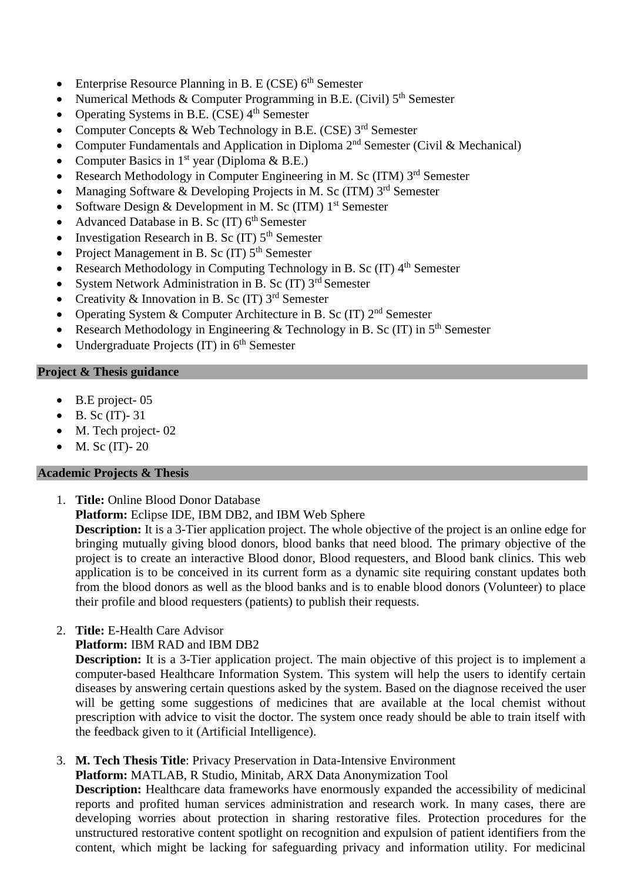- Enterprise Resource Planning in B. E (CSE) 6th Semester
- Numerical Methods & Computer Programming in B.E. (Civil) 5th Semester
- Operating Systems in B.E. (CSE) 4th Semester
- Computer Concepts & Web Technology in B.E. (CSE) 3rd Semester
- Computer Fundamentals and Application in Diploma 2nd Semester (Civil & Mechanical)
- Computer Basics in 1st year (Diploma & B.E.)
- Research Methodology in Computer Engineering in M. Sc (ITM) 3rd Semester
- Managing Software & Developing Projects in M. Sc (ITM) 3rd Semester
- Software Design & Development in M. Sc (ITM) 1st Semester
- Advanced Database in B. Sc (IT) 6th Semester
- Investigation Research in B. Sc (IT) 5th Semester
- Project Management in B. Sc (IT) 5th Semester
- Research Methodology in Computing Technology in B. Sc (IT) 4th Semester
- System Network Administration in B. Sc (IT) 3rd Semester
- Creativity & Innovation in B. Sc (IT) 3rd Semester
- Operating System & Computer Architecture in B. Sc (IT) 2nd Semester
- Research Methodology in Engineering & Technology in B. Sc (IT) in 5th Semester
- Undergraduate Projects (IT) in 6th Semester

**Project & Thesis guidance**

- B.E project- 05
- B. Sc (IT)- 31
- M. Tech project- 02
- M. Sc (IT)- 20

**Academic Projects & Thesis**

1. **Title:** Online Blood Donor Database
   **Platform:** Eclipse IDE, IBM DB2, and IBM Web Sphere
   **Description:** It is a 3-Tier application project. The whole objective of the project is an online edge for bringing mutually giving blood donors, blood banks that need blood. The primary objective of the project is to create an interactive Blood donor, Blood requesters, and Blood bank clinics. This web application is to be conceived in its current form as a dynamic site requiring constant updates both from the blood donors as well as the blood banks and is to enable blood donors (Volunteer) to place their profile and blood requesters (patients) to publish their requests.

2. **Title:** E-Health Care Advisor
   **Platform:** IBM RAD and IBM DB2
   **Description:** It is a 3-Tier application project. The main objective of this project is to implement a computer-based Healthcare Information System. This system will help the users to identify certain diseases by answering certain questions asked by the system. Based on the diagnose received the user will be getting some suggestions of medicines that are available at the local chemist without prescription with advice to visit the doctor. The system once ready should be able to train itself with the feedback given to it (Artificial Intelligence).

3. **M. Tech Thesis Title**: Privacy Preservation in Data-Intensive Environment
   **Platform:** MATLAB, R Studio, Minitab, ARX Data Anonymization Tool
   **Description:** Healthcare data frameworks have enormously expanded the accessibility of medicinal reports and profited human services administration and research work. In many cases, there are developing worries about protection in sharing restorative files. Protection procedures for the unstructured restorative content spotlight on recognition and expulsion of patient identifiers from the content, which might be lacking for safeguarding privacy and information utility. For medicinal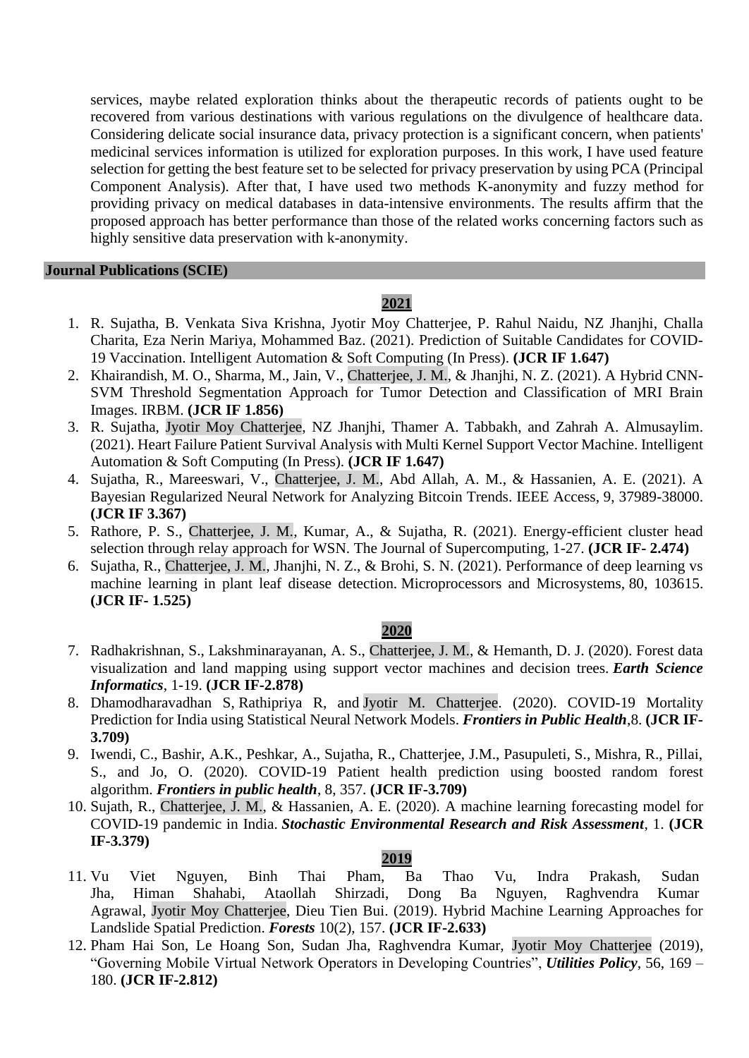services, maybe related exploration thinks about the therapeutic records of patients ought to be recovered from various destinations with various regulations on the divulgence of healthcare data. Considering delicate social insurance data, privacy protection is a significant concern, when patients' medicinal services information is utilized for exploration purposes. In this work, I have used feature selection for getting the best feature set to be selected for privacy preservation by using PCA (Principal Component Analysis). After that, I have used two methods K-anonymity and fuzzy method for providing privacy on medical databases in data-intensive environments. The results affirm that the proposed approach has better performance than those of the related works concerning factors such as highly sensitive data preservation with k-anonymity.

## Journal Publications (SCIE)

### 2021

1. R. Sujatha, B. Venkata Siva Krishna, Jyotir Moy Chatterjee, P. Rahul Naidu, NZ Jhanjhi, Challa Charita, Eza Nerin Mariya, Mohammed Baz. (2021). Prediction of Suitable Candidates for COVID-19 Vaccination. Intelligent Automation & Soft Computing (In Press). **(JCR IF 1.647)**
2. Khairandish, M. O., Sharma, M., Jain, V., Chatterjee, J. M., & Jhanjhi, N. Z. (2021). A Hybrid CNN-SVM Threshold Segmentation Approach for Tumor Detection and Classification of MRI Brain Images. IRBM. **(JCR IF 1.856)**
3. R. Sujatha, Jyotir Moy Chatterjee, NZ Jhanjhi, Thamer A. Tabbakh, and Zahrah A. Almusaylim. (2021). Heart Failure Patient Survival Analysis with Multi Kernel Support Vector Machine. Intelligent Automation & Soft Computing (In Press). **(JCR IF 1.647)**
4. Sujatha, R., Mareeswari, V., Chatterjee, J. M., Abd Allah, A. M., & Hassanien, A. E. (2021). A Bayesian Regularized Neural Network for Analyzing Bitcoin Trends. IEEE Access, 9, 37989-38000. **(JCR IF 3.367)**
5. Rathore, P. S., Chatterjee, J. M., Kumar, A., & Sujatha, R. (2021). Energy-efficient cluster head selection through relay approach for WSN. The Journal of Supercomputing, 1-27. **(JCR IF- 2.474)**
6. Sujatha, R., Chatterjee, J. M., Jhanjhi, N. Z., & Brohi, S. N. (2021). Performance of deep learning vs machine learning in plant leaf disease detection. Microprocessors and Microsystems, 80, 103615. **(JCR IF- 1.525)**

### 2020

7. Radhakrishnan, S., Lakshminarayanan, A. S., Chatterjee, J. M., & Hemanth, D. J. (2020). Forest data visualization and land mapping using support vector machines and decision trees. ***Earth Science Informatics***, 1-19. **(JCR IF-2.878)**
8. Dhamodharavadhan S, Rathipriya R, and Jyotir M. Chatterjee. (2020). COVID-19 Mortality Prediction for India using Statistical Neural Network Models. ***Frontiers in Public Health***,8. **(JCR IF-3.709)**
9. Iwendi, C., Bashir, A.K., Peshkar, A., Sujatha, R., Chatterjee, J.M., Pasupuleti, S., Mishra, R., Pillai, S., and Jo, O. (2020). COVID-19 Patient health prediction using boosted random forest algorithm. ***Frontiers in public health***, 8, 357. **(JCR IF-3.709)**
10. Sujath, R., Chatterjee, J. M., & Hassanien, A. E. (2020). A machine learning forecasting model for COVID-19 pandemic in India. ***Stochastic Environmental Research and Risk Assessment***, 1. **(JCR IF-3.379)**

### 2019

11. Vu Viet Nguyen, Binh Thai Pham, Ba Thao Vu, Indra Prakash, Sudan Jha, Himan Shahabi, Ataollah Shirzadi, Dong Ba Nguyen, Raghvendra Kumar Agrawal, Jyotir Moy Chatterjee, Dieu Tien Bui. (2019). Hybrid Machine Learning Approaches for Landslide Spatial Prediction. ***Forests*** 10(2), 157. **(JCR IF-2.633)**
12. Pham Hai Son, Le Hoang Son, Sudan Jha, Raghvendra Kumar, Jyotir Moy Chatterjee (2019), "Governing Mobile Virtual Network Operators in Developing Countries", ***Utilities Policy***, 56, 169 – 180. **(JCR IF-2.812)**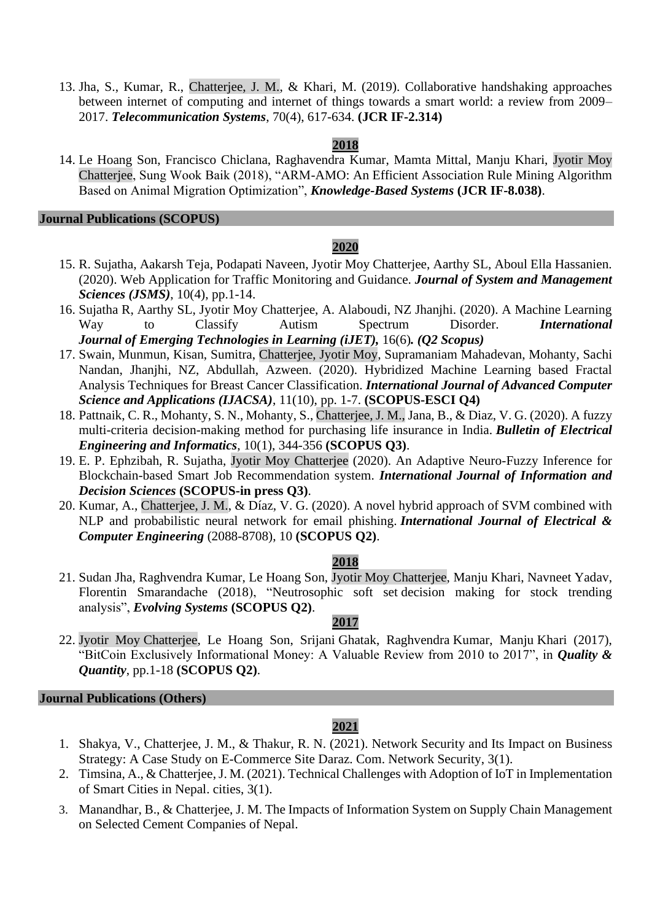13. Jha, S., Kumar, R., Chatterjee, J. M., & Khari, M. (2019). Collaborative handshaking approaches between internet of computing and internet of things towards a smart world: a review from 2009–2017. ***Telecommunication Systems***, 70(4), 617-634. **(JCR IF-2.314)**

**2018**

14. Le Hoang Son, Francisco Chiclana, Raghavendra Kumar, Mamta Mittal, Manju Khari, Jyotir Moy Chatterjee, Sung Wook Baik (2018), "ARM-AMO: An Efficient Association Rule Mining Algorithm Based on Animal Migration Optimization", ***Knowledge-Based Systems*** **(JCR IF-8.038)**.

## Journal Publications (SCOPUS)

**2020**

15. R. Sujatha, Aakarsh Teja, Podapati Naveen, Jyotir Moy Chatterjee, Aarthy SL, Aboul Ella Hassanien. (2020). Web Application for Traffic Monitoring and Guidance. ***Journal of System and Management Sciences (JSMS)***, 10(4), pp.1-14.
16. Sujatha R, Aarthy SL, Jyotir Moy Chatterjee, A. Alaboudi, NZ Jhanjhi. (2020). A Machine Learning Way to Classify Autism Spectrum Disorder. ***International Journal of Emerging Technologies in Learning (iJET),*** 16(6)***. (Q2 Scopus)***
17. Swain, Munmun, Kisan, Sumitra, Chatterjee, Jyotir Moy, Supramaniam Mahadevan, Mohanty, Sachi Nandan, Jhanjhi, NZ, Abdullah, Azween. (2020). Hybridized Machine Learning based Fractal Analysis Techniques for Breast Cancer Classification. ***International Journal of Advanced Computer Science and Applications (IJACSA)***, 11(10), pp. 1-7. **(SCOPUS-ESCI Q4)**
18. Pattnaik, C. R., Mohanty, S. N., Mohanty, S., Chatterjee, J. M., Jana, B., & Diaz, V. G. (2020). A fuzzy multi-criteria decision-making method for purchasing life insurance in India. ***Bulletin of Electrical Engineering and Informatics***, 10(1), 344-356 **(SCOPUS Q3)**.
19. E. P. Ephzibah, R. Sujatha, Jyotir Moy Chatterjee (2020). An Adaptive Neuro-Fuzzy Inference for Blockchain-based Smart Job Recommendation system. ***International Journal of Information and Decision Sciences*** **(SCOPUS-in press Q3)**.
20. Kumar, A., Chatterjee, J. M., & Díaz, V. G. (2020). A novel hybrid approach of SVM combined with NLP and probabilistic neural network for email phishing. ***International Journal of Electrical & Computer Engineering*** (2088-8708), 10 **(SCOPUS Q2)**.

**2018**

21. Sudan Jha, Raghvendra Kumar, Le Hoang Son, Jyotir Moy Chatterjee, Manju Khari, Navneet Yadav, Florentin Smarandache (2018), "Neutrosophic soft set decision making for stock trending analysis", ***Evolving Systems*** **(SCOPUS Q2)**.

**2017**

22. Jyotir Moy Chatterjee, Le Hoang Son, Srijani Ghatak, Raghvendra Kumar, Manju Khari (2017), "BitCoin Exclusively Informational Money: A Valuable Review from 2010 to 2017", in ***Quality & Quantity***, pp.1-18 **(SCOPUS Q2)**.

## Journal Publications (Others)

**2021**

1. Shakya, V., Chatterjee, J. M., & Thakur, R. N. (2021). Network Security and Its Impact on Business Strategy: A Case Study on E-Commerce Site Daraz. Com. Network Security, 3(1).
2. Timsina, A., & Chatterjee, J. M. (2021). Technical Challenges with Adoption of IoT in Implementation of Smart Cities in Nepal. cities, 3(1).
3. Manandhar, B., & Chatterjee, J. M. The Impacts of Information System on Supply Chain Management on Selected Cement Companies of Nepal.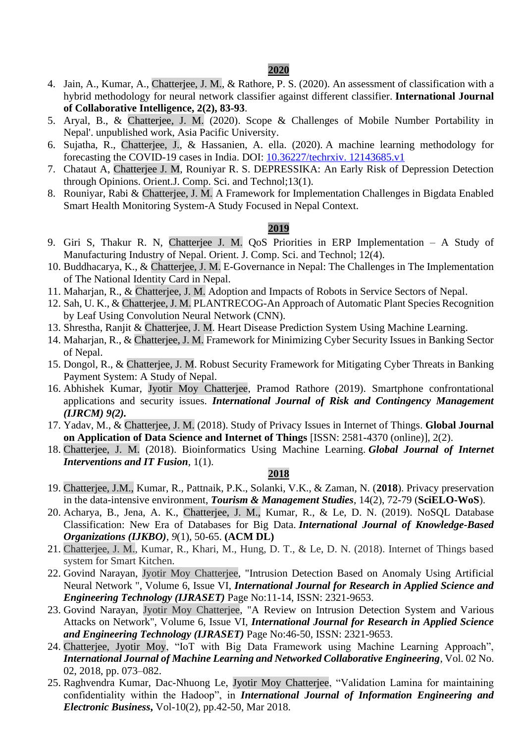## 2020

4. Jain, A., Kumar, A., Chatterjee, J. M., & Rathore, P. S. (2020). An assessment of classification with a hybrid methodology for neural network classifier against different classifier. **International Journal of Collaborative Intelligence, 2(2), 83-93**.
5. Aryal, B., & Chatterjee, J. M. (2020). Scope & Challenges of Mobile Number Portability in Nepal'. unpublished work, Asia Pacific University.
6. Sujatha, R., Chatterjee, J., & Hassanien, A. ella. (2020). A machine learning methodology for forecasting the COVID-19 cases in India. DOI: 10.36227/techrxiv. 12143685.v1
7. Chataut A, Chatterjee J. M, Rouniyar R. S. DEPRESSIKA: An Early Risk of Depression Detection through Opinions. Orient.J. Comp. Sci. and Technol;13(1).
8. Rouniyar, Rabi & Chatterjee, J. M. A Framework for Implementation Challenges in Bigdata Enabled Smart Health Monitoring System-A Study Focused in Nepal Context.

## 2019

9. Giri S, Thakur R. N, Chatterjee J. M. QoS Priorities in ERP Implementation – A Study of Manufacturing Industry of Nepal. Orient. J. Comp. Sci. and Technol; 12(4).
10. Buddhacarya, K., & Chatterjee, J. M. E-Governance in Nepal: The Challenges in The Implementation of The National Identity Card in Nepal.
11. Maharjan, R., & Chatterjee, J. M. Adoption and Impacts of Robots in Service Sectors of Nepal.
12. Sah, U. K., & Chatterjee, J. M. PLANTRECOG-An Approach of Automatic Plant Species Recognition by Leaf Using Convolution Neural Network (CNN).
13. Shrestha, Ranjit & Chatterjee, J. M. Heart Disease Prediction System Using Machine Learning.
14. Maharjan, R., & Chatterjee, J. M. Framework for Minimizing Cyber Security Issues in Banking Sector of Nepal.
15. Dongol, R., & Chatterjee, J. M. Robust Security Framework for Mitigating Cyber Threats in Banking Payment System: A Study of Nepal.
16. Abhishek Kumar, Jyotir Moy Chatterjee, Pramod Rathore (2019). Smartphone confrontational applications and security issues. ***International Journal of Risk and Contingency Management (IJRCM) 9(2).***
17. Yadav, M., & Chatterjee, J. M. (2018). Study of Privacy Issues in Internet of Things. **Global Journal on Application of Data Science and Internet of Things** [ISSN: 2581-4370 (online)], 2(2).
18. Chatterjee, J. M. (2018). Bioinformatics Using Machine Learning. ***Global Journal of Internet Interventions and IT Fusion***, 1(1).

## 2018

19. Chatterjee, J.M., Kumar, R., Pattnaik, P.K., Solanki, V.K., & Zaman, N. (**2018**). Privacy preservation in the data-intensive environment, ***Tourism & Management Studies***, 14(2), 72-79 (**SciELO-WoS**).
20. Acharya, B., Jena, A. K., Chatterjee, J. M., Kumar, R., & Le, D. N. (2019). NoSQL Database Classification: New Era of Databases for Big Data. ***International Journal of Knowledge-Based Organizations (IJKBO)***, *9*(1), 50-65. **(ACM DL)**
21. Chatterjee, J. M., Kumar, R., Khari, M., Hung, D. T., & Le, D. N. (2018). Internet of Things based system for Smart Kitchen.
22. Govind Narayan, Jyotir Moy Chatterjee, "Intrusion Detection Based on Anomaly Using Artificial Neural Network ", Volume 6, Issue VI, ***International Journal for Research in Applied Science and Engineering Technology (IJRASET)*** Page No:11-14, ISSN: 2321-9653.
23. Govind Narayan, Jyotir Moy Chatterjee, "A Review on Intrusion Detection System and Various Attacks on Network", Volume 6, Issue VI, ***International Journal for Research in Applied Science and Engineering Technology (IJRASET)*** Page No:46-50, ISSN: 2321-9653.
24. Chatterjee, Jyotir Moy, "IoT with Big Data Framework using Machine Learning Approach", ***International Journal of Machine Learning and Networked Collaborative Engineering***, Vol. 02 No. 02, 2018, pp. 073–082.
25. Raghvendra Kumar, Dac-Nhuong Le, Jyotir Moy Chatterjee, "Validation Lamina for maintaining confidentiality within the Hadoop", in ***International Journal of Information Engineering and Electronic Business***, Vol-10(2), pp.42-50, Mar 2018.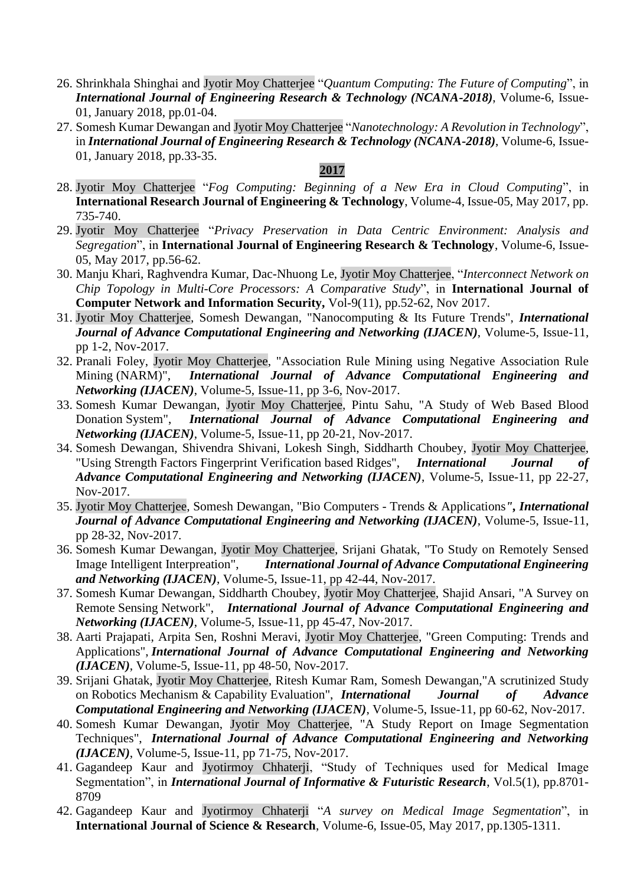26. Shrinkhala Shinghai and Jyotir Moy Chatterjee "*Quantum Computing: The Future of Computing*", in ***International Journal of Engineering Research & Technology (NCANA-2018)***, Volume-6, Issue-01, January 2018, pp.01-04.
27. Somesh Kumar Dewangan and Jyotir Moy Chatterjee "*Nanotechnology: A Revolution in Technology*", in ***International Journal of Engineering Research & Technology (NCANA-2018)***, Volume-6, Issue-01, January 2018, pp.33-35.

**2017**

28. Jyotir Moy Chatterjee "*Fog Computing: Beginning of a New Era in Cloud Computing*", in **International Research Journal of Engineering & Technology**, Volume-4, Issue-05, May 2017, pp. 735-740.
29. Jyotir Moy Chatterjee "*Privacy Preservation in Data Centric Environment: Analysis and Segregation*", in **International Journal of Engineering Research & Technology**, Volume-6, Issue-05, May 2017, pp.56-62.
30. Manju Khari, Raghvendra Kumar, Dac-Nhuong Le, Jyotir Moy Chatterjee, "*Interconnect Network on Chip Topology in Multi-Core Processors: A Comparative Study*", in **International Journal of Computer Network and Information Security,** Vol-9(11), pp.52-62, Nov 2017.
31. Jyotir Moy Chatterjee, Somesh Dewangan, "Nanocomputing & Its Future Trends", ***International Journal of Advance Computational Engineering and Networking (IJACEN)***, Volume-5, Issue-11, pp 1-2, Nov-2017.
32. Pranali Foley, Jyotir Moy Chatterjee, "Association Rule Mining using Negative Association Rule Mining (NARM)", ***International Journal of Advance Computational Engineering and Networking (IJACEN)***, Volume-5, Issue-11, pp 3-6, Nov-2017.
33. Somesh Kumar Dewangan, Jyotir Moy Chatterjee, Pintu Sahu, "A Study of Web Based Blood Donation System", ***International Journal of Advance Computational Engineering and Networking (IJACEN)***, Volume-5, Issue-11, pp 20-21, Nov-2017.
34. Somesh Dewangan, Shivendra Shivani, Lokesh Singh, Siddharth Choubey, Jyotir Moy Chatterjee, "Using Strength Factors Fingerprint Verification based Ridges", ***International Journal of Advance Computational Engineering and Networking (IJACEN)***, Volume-5, Issue-11, pp 22-27, Nov-2017.
35. Jyotir Moy Chatterjee, Somesh Dewangan, "Bio Computers - Trends & Applications***", International Journal of Advance Computational Engineering and Networking (IJACEN)***, Volume-5, Issue-11, pp 28-32, Nov-2017.
36. Somesh Kumar Dewangan, Jyotir Moy Chatterjee, Srijani Ghatak, "To Study on Remotely Sensed Image Intelligent Interpreation", ***International Journal of Advance Computational Engineering and Networking (IJACEN)***, Volume-5, Issue-11, pp 42-44, Nov-2017.
37. Somesh Kumar Dewangan, Siddharth Choubey, Jyotir Moy Chatterjee, Shajid Ansari, "A Survey on Remote Sensing Network", ***International Journal of Advance Computational Engineering and Networking (IJACEN)***, Volume-5, Issue-11, pp 45-47, Nov-2017.
38. Aarti Prajapati, Arpita Sen, Roshni Meravi, Jyotir Moy Chatterjee, "Green Computing: Trends and Applications", ***International Journal of Advance Computational Engineering and Networking (IJACEN)***, Volume-5, Issue-11, pp 48-50, Nov-2017.
39. Srijani Ghatak, Jyotir Moy Chatterjee, Ritesh Kumar Ram, Somesh Dewangan,"A scrutinized Study on Robotics Mechanism & Capability Evaluation", ***International Journal of Advance Computational Engineering and Networking (IJACEN)***, Volume-5, Issue-11, pp 60-62, Nov-2017.
40. Somesh Kumar Dewangan, Jyotir Moy Chatterjee, "A Study Report on Image Segmentation Techniques", ***International Journal of Advance Computational Engineering and Networking (IJACEN)***, Volume-5, Issue-11, pp 71-75, Nov-2017.
41. Gagandeep Kaur and Jyotirmoy Chhaterji, "Study of Techniques used for Medical Image Segmentation", in ***International Journal of Informative & Futuristic Research***, Vol.5(1), pp.8701-8709
42. Gagandeep Kaur and Jyotirmoy Chhaterji "*A survey on Medical Image Segmentation*", in **International Journal of Science & Research**, Volume-6, Issue-05, May 2017, pp.1305-1311.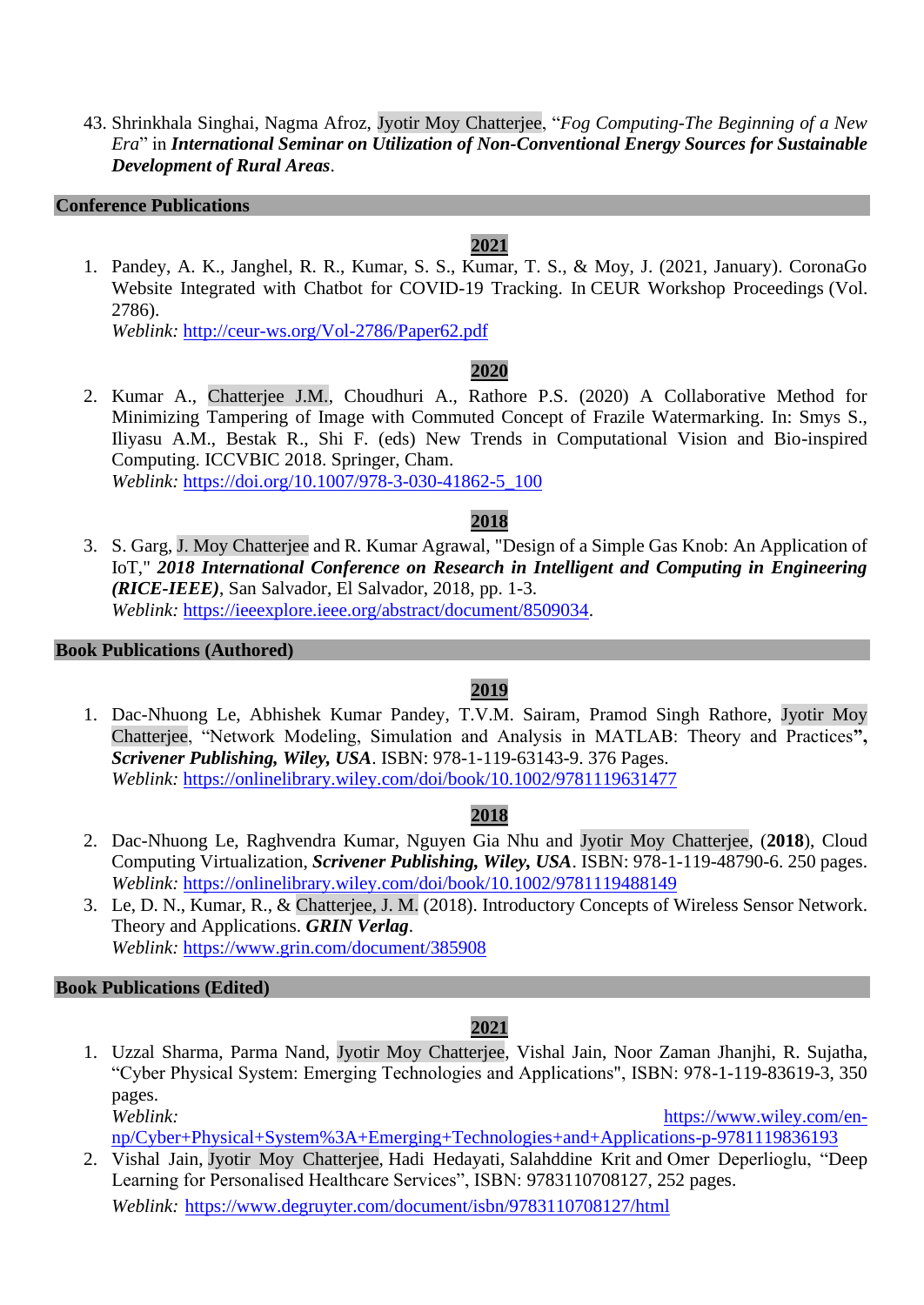43. Shrinkhala Singhai, Nagma Afroz, Jyotir Moy Chatterjee, "*Fog Computing-The Beginning of a New Era*" in ***International Seminar on Utilization of Non-Conventional Energy Sources for Sustainable Development of Rural Areas***.

## Conference Publications

**2021**

1. Pandey, A. K., Janghel, R. R., Kumar, S. S., Kumar, T. S., & Moy, J. (2021, January). CoronaGo Website Integrated with Chatbot for COVID-19 Tracking. In CEUR Workshop Proceedings (Vol. 2786).
   *Weblink:* http://ceur-ws.org/Vol-2786/Paper62.pdf

**2020**

2. Kumar A., Chatterjee J.M., Choudhuri A., Rathore P.S. (2020) A Collaborative Method for Minimizing Tampering of Image with Commuted Concept of Frazile Watermarking. In: Smys S., Iliyasu A.M., Bestak R., Shi F. (eds) New Trends in Computational Vision and Bio-inspired Computing. ICCVBIC 2018. Springer, Cham.
   *Weblink:* https://doi.org/10.1007/978-3-030-41862-5_100

**2018**

3. S. Garg, J. Moy Chatterjee and R. Kumar Agrawal, "Design of a Simple Gas Knob: An Application of IoT," ***2018 International Conference on Research in Intelligent and Computing in Engineering (RICE-IEEE)***, San Salvador, El Salvador, 2018, pp. 1-3.
   *Weblink:* https://ieeexplore.ieee.org/abstract/document/8509034.

## Book Publications (Authored)

**2019**

1. Dac-Nhuong Le, Abhishek Kumar Pandey, T.V.M. Sairam, Pramod Singh Rathore, Jyotir Moy Chatterjee, "Network Modeling, Simulation and Analysis in MATLAB: Theory and Practices**",** ***Scrivener Publishing, Wiley, USA***. ISBN: 978-1-119-63143-9. 376 Pages.
   *Weblink:* https://onlinelibrary.wiley.com/doi/book/10.1002/9781119631477

**2018**

2. Dac-Nhuong Le, Raghvendra Kumar, Nguyen Gia Nhu and Jyotir Moy Chatterjee, (**2018**), Cloud Computing Virtualization, ***Scrivener Publishing, Wiley, USA***. ISBN: 978-1-119-48790-6. 250 pages.
   *Weblink:* https://onlinelibrary.wiley.com/doi/book/10.1002/9781119488149
3. Le, D. N., Kumar, R., & Chatterjee, J. M. (2018). Introductory Concepts of Wireless Sensor Network. Theory and Applications. ***GRIN Verlag***.
   *Weblink:* https://www.grin.com/document/385908

## Book Publications (Edited)

**2021**

1. Uzzal Sharma, Parma Nand, Jyotir Moy Chatterjee, Vishal Jain, Noor Zaman Jhanjhi, R. Sujatha, "Cyber Physical System: Emerging Technologies and Applications", ISBN: 978-1-119-83619-3, 350 pages.
   *Weblink:* https://www.wiley.com/en-np/Cyber+Physical+System%3A+Emerging+Technologies+and+Applications-p-9781119836193
2. Vishal Jain, Jyotir Moy Chatterjee, Hadi Hedayati, Salahddine Krit and Omer Deperlioglu, "Deep Learning for Personalised Healthcare Services", ISBN: 9783110708127, 252 pages.
   *Weblink:* https://www.degruyter.com/document/isbn/9783110708127/html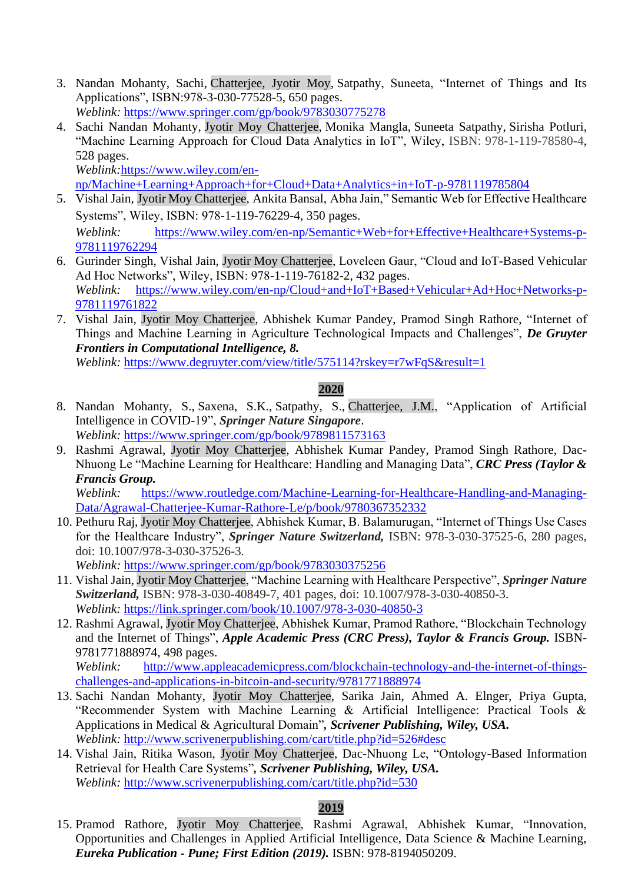3. Nandan Mohanty, Sachi, Chatterjee, Jyotir Moy, Satpathy, Suneeta, "Internet of Things and Its Applications", ISBN:978-3-030-77528-5, 650 pages.
   *Weblink:* https://www.springer.com/gp/book/9783030775278
4. Sachi Nandan Mohanty, Jyotir Moy Chatterjee, Monika Mangla, Suneeta Satpathy, Sirisha Potluri, "Machine Learning Approach for Cloud Data Analytics in IoT", Wiley, ISBN: 978-1-119-78580-4, 528 pages.
   *Weblink:* https://www.wiley.com/en-np/Machine+Learning+Approach+for+Cloud+Data+Analytics+in+IoT-p-9781119785804
5. Vishal Jain, Jyotir Moy Chatterjee, Ankita Bansal, Abha Jain," Semantic Web for Effective Healthcare Systems", Wiley, ISBN: 978-1-119-76229-4, 350 pages.
   *Weblink:* https://www.wiley.com/en-np/Semantic+Web+for+Effective+Healthcare+Systems-p-9781119762294
6. Gurinder Singh, Vishal Jain, Jyotir Moy Chatterjee, Loveleen Gaur, "Cloud and IoT-Based Vehicular Ad Hoc Networks", Wiley, ISBN: 978-1-119-76182-2, 432 pages.
   *Weblink:* https://www.wiley.com/en-np/Cloud+and+IoT+Based+Vehicular+Ad+Hoc+Networks-p-9781119761822
7. Vishal Jain, Jyotir Moy Chatterjee, Abhishek Kumar Pandey, Pramod Singh Rathore, "Internet of Things and Machine Learning in Agriculture Technological Impacts and Challenges", ***De Gruyter Frontiers in Computational Intelligence, 8.***
   *Weblink:* https://www.degruyter.com/view/title/575114?rskey=r7wFqS&result=1

**2020**

8. Nandan Mohanty, S., Saxena, S.K., Satpathy, S., Chatterjee, J.M., "Application of Artificial Intelligence in COVID-19", ***Springer Nature Singapore***.
   *Weblink:* https://www.springer.com/gp/book/9789811573163
9. Rashmi Agrawal, Jyotir Moy Chatterjee, Abhishek Kumar Pandey, Pramod Singh Rathore, Dac-Nhuong Le "Machine Learning for Healthcare: Handling and Managing Data", ***CRC Press (Taylor & Francis Group.***
   *Weblink:* https://www.routledge.com/Machine-Learning-for-Healthcare-Handling-and-Managing-Data/Agrawal-Chatterjee-Kumar-Rathore-Le/p/book/9780367352332
10. Pethuru Raj, Jyotir Moy Chatterjee, Abhishek Kumar, B. Balamurugan, "Internet of Things Use Cases for the Healthcare Industry", ***Springer Nature Switzerland,*** ISBN: 978-3-030-37525-6, 280 pages, doi: 10.1007/978-3-030-37526-3.
    *Weblink:* https://www.springer.com/gp/book/9783030375256
11. Vishal Jain, Jyotir Moy Chatterjee, "Machine Learning with Healthcare Perspective", ***Springer Nature Switzerland,*** ISBN: 978-3-030-40849-7, 401 pages, doi: 10.1007/978-3-030-40850-3.
    *Weblink:* https://link.springer.com/book/10.1007/978-3-030-40850-3
12. Rashmi Agrawal, Jyotir Moy Chatterjee, Abhishek Kumar, Pramod Rathore, "Blockchain Technology and the Internet of Things", ***Apple Academic Press (CRC Press), Taylor & Francis Group.*** ISBN-9781771888974, 498 pages.
    *Weblink:* http://www.appleacademicpress.com/blockchain-technology-and-the-internet-of-things-challenges-and-applications-in-bitcoin-and-security/9781771888974
13. Sachi Nandan Mohanty, Jyotir Moy Chatterjee, Sarika Jain, Ahmed A. Elnger, Priya Gupta, "Recommender System with Machine Learning & Artificial Intelligence: Practical Tools & Applications in Medical & Agricultural Domain"***, Scrivener Publishing, Wiley, USA.***
    *Weblink:* http://www.scrivenerpublishing.com/cart/title.php?id=526#desc
14. Vishal Jain, Ritika Wason, Jyotir Moy Chatterjee, Dac-Nhuong Le, "Ontology-Based Information Retrieval for Health Care Systems", ***Scrivener Publishing, Wiley, USA.***
    *Weblink:* http://www.scrivenerpublishing.com/cart/title.php?id=530

**2019**

15. Pramod Rathore, Jyotir Moy Chatterjee, Rashmi Agrawal, Abhishek Kumar, "Innovation, Opportunities and Challenges in Applied Artificial Intelligence, Data Science & Machine Learning, ***Eureka Publication - Pune; First Edition (2019).*** ISBN: 978-8194050209.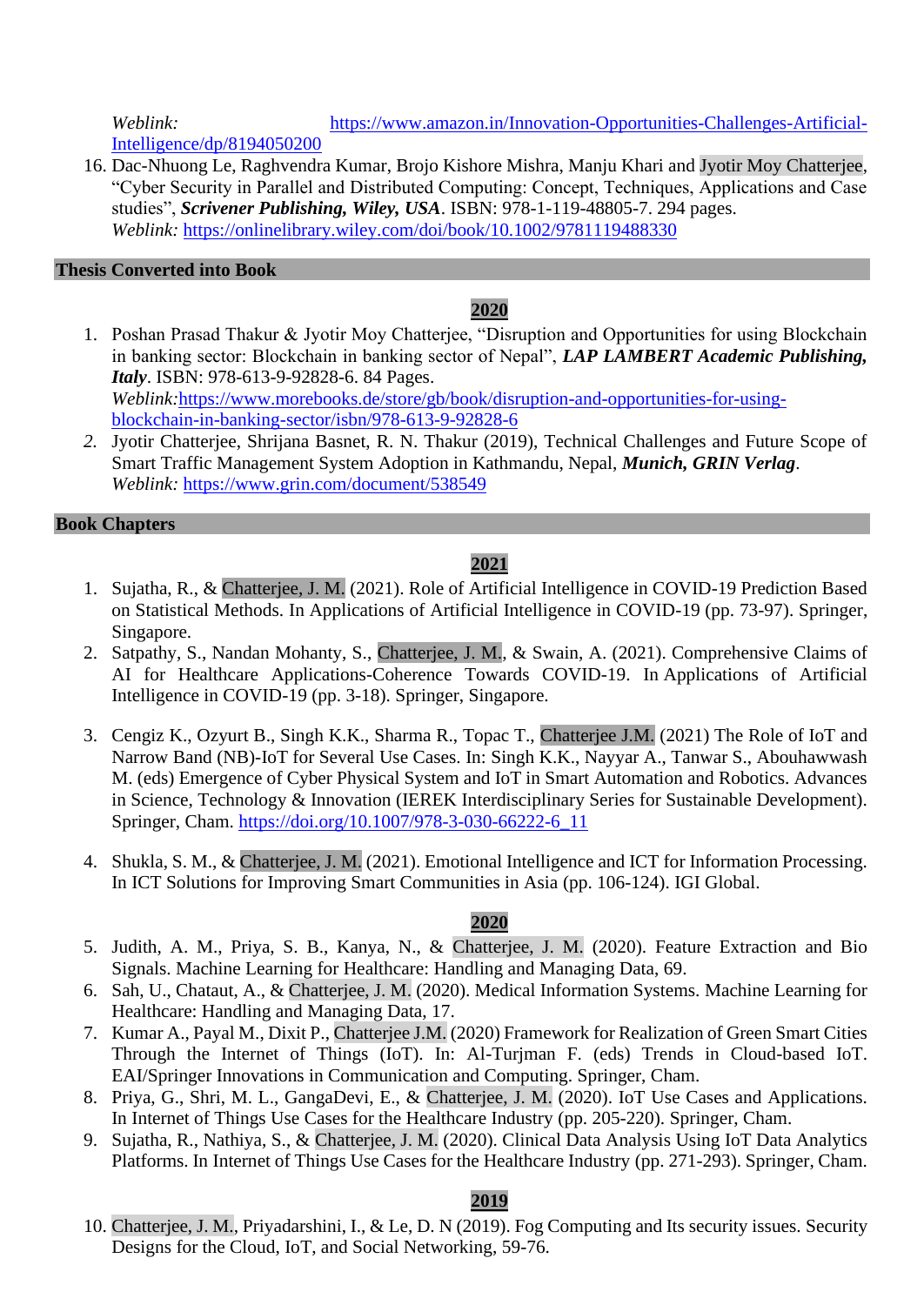*Weblink:* https://www.amazon.in/Innovation-Opportunities-Challenges-Artificial-Intelligence/dp/8194050200

16. Dac-Nhuong Le, Raghvendra Kumar, Brojo Kishore Mishra, Manju Khari and Jyotir Moy Chatterjee, "Cyber Security in Parallel and Distributed Computing: Concept, Techniques, Applications and Case studies", ***Scrivener Publishing, Wiley, USA***. ISBN: 978-1-119-48805-7. 294 pages. *Weblink:* https://onlinelibrary.wiley.com/doi/book/10.1002/9781119488330

## Thesis Converted into Book

**2020**

1. Poshan Prasad Thakur & Jyotir Moy Chatterjee, "Disruption and Opportunities for using Blockchain in banking sector: Blockchain in banking sector of Nepal", ***LAP LAMBERT Academic Publishing, Italy***. ISBN: 978-613-9-92828-6. 84 Pages. *Weblink:* https://www.morebooks.de/store/gb/book/disruption-and-opportunities-for-using-blockchain-in-banking-sector/isbn/978-613-9-92828-6
2. Jyotir Chatterjee, Shrijana Basnet, R. N. Thakur (2019), Technical Challenges and Future Scope of Smart Traffic Management System Adoption in Kathmandu, Nepal, ***Munich, GRIN Verlag***. *Weblink:* https://www.grin.com/document/538549

## Book Chapters

**2021**

1. Sujatha, R., & Chatterjee, J. M. (2021). Role of Artificial Intelligence in COVID-19 Prediction Based on Statistical Methods. In Applications of Artificial Intelligence in COVID-19 (pp. 73-97). Springer, Singapore.
2. Satpathy, S., Nandan Mohanty, S., Chatterjee, J. M., & Swain, A. (2021). Comprehensive Claims of AI for Healthcare Applications-Coherence Towards COVID-19. In Applications of Artificial Intelligence in COVID-19 (pp. 3-18). Springer, Singapore.
3. Cengiz K., Ozyurt B., Singh K.K., Sharma R., Topac T., Chatterjee J.M. (2021) The Role of IoT and Narrow Band (NB)-IoT for Several Use Cases. In: Singh K.K., Nayyar A., Tanwar S., Abouhawwash M. (eds) Emergence of Cyber Physical System and IoT in Smart Automation and Robotics. Advances in Science, Technology & Innovation (IEREK Interdisciplinary Series for Sustainable Development). Springer, Cham. https://doi.org/10.1007/978-3-030-66222-6_11
4. Shukla, S. M., & Chatterjee, J. M. (2021). Emotional Intelligence and ICT for Information Processing. In ICT Solutions for Improving Smart Communities in Asia (pp. 106-124). IGI Global.

**2020**

5. Judith, A. M., Priya, S. B., Kanya, N., & Chatterjee, J. M. (2020). Feature Extraction and Bio Signals. Machine Learning for Healthcare: Handling and Managing Data, 69.
6. Sah, U., Chataut, A., & Chatterjee, J. M. (2020). Medical Information Systems. Machine Learning for Healthcare: Handling and Managing Data, 17.
7. Kumar A., Payal M., Dixit P., Chatterjee J.M. (2020) Framework for Realization of Green Smart Cities Through the Internet of Things (IoT). In: Al-Turjman F. (eds) Trends in Cloud-based IoT. EAI/Springer Innovations in Communication and Computing. Springer, Cham.
8. Priya, G., Shri, M. L., GangaDevi, E., & Chatterjee, J. M. (2020). IoT Use Cases and Applications. In Internet of Things Use Cases for the Healthcare Industry (pp. 205-220). Springer, Cham.
9. Sujatha, R., Nathiya, S., & Chatterjee, J. M. (2020). Clinical Data Analysis Using IoT Data Analytics Platforms. In Internet of Things Use Cases for the Healthcare Industry (pp. 271-293). Springer, Cham.

**2019**

10. Chatterjee, J. M., Priyadarshini, I., & Le, D. N (2019). Fog Computing and Its security issues. Security Designs for the Cloud, IoT, and Social Networking, 59-76.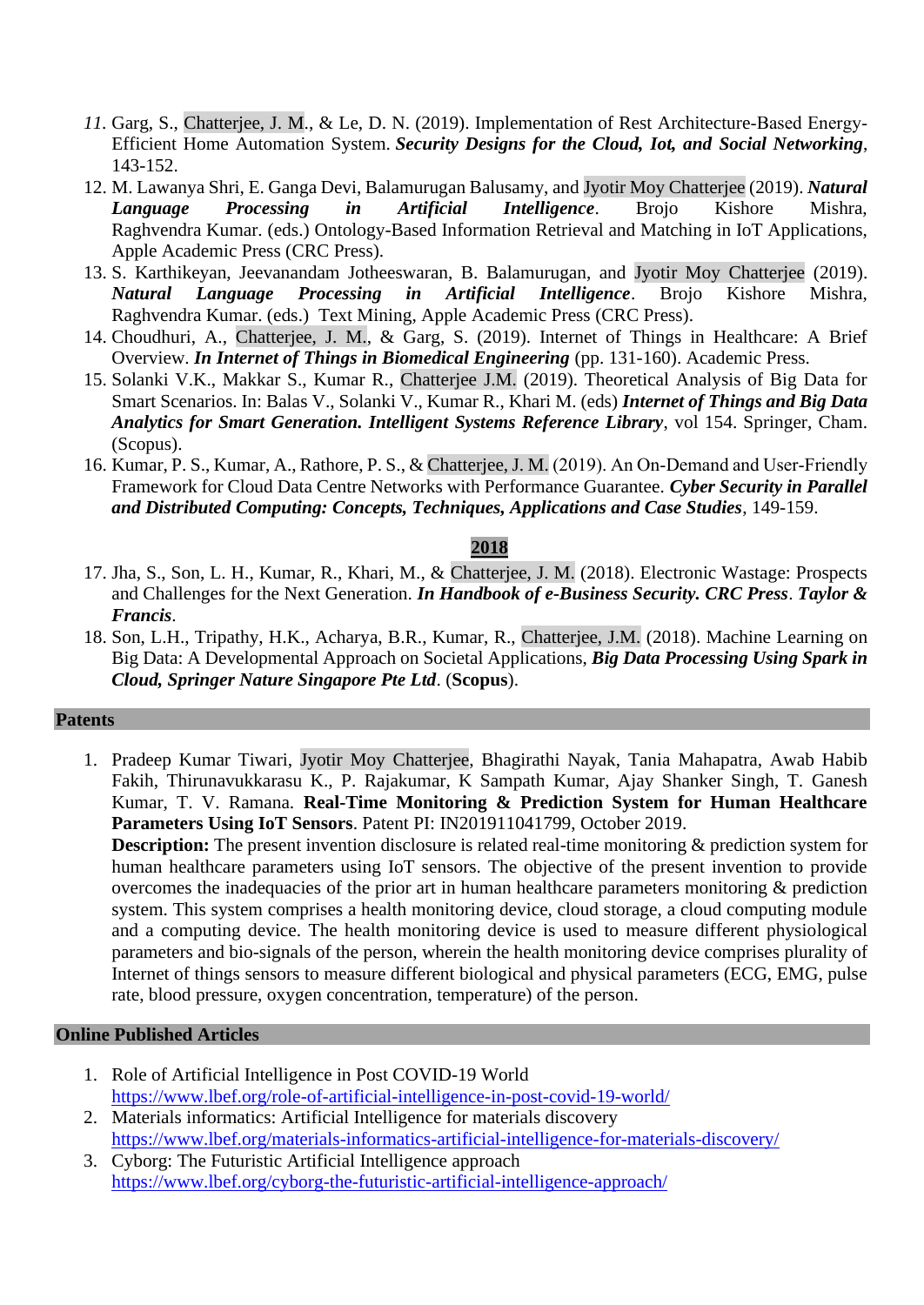11. Garg, S., Chatterjee, J. M., & Le, D. N. (2019). Implementation of Rest Architecture-Based Energy-Efficient Home Automation System. ***Security Designs for the Cloud, Iot, and Social Networking***, 143-152.
12. M. Lawanya Shri, E. Ganga Devi, Balamurugan Balusamy, and Jyotir Moy Chatterjee (2019). ***Natural Language Processing in Artificial Intelligence***. Brojo Kishore Mishra, Raghvendra Kumar. (eds.) Ontology-Based Information Retrieval and Matching in IoT Applications, Apple Academic Press (CRC Press).
13. S. Karthikeyan, Jeevanandam Jotheeswaran, B. Balamurugan, and Jyotir Moy Chatterjee (2019). ***Natural Language Processing in Artificial Intelligence***. Brojo Kishore Mishra, Raghvendra Kumar. (eds.) Text Mining, Apple Academic Press (CRC Press).
14. Choudhuri, A., Chatterjee, J. M., & Garg, S. (2019). Internet of Things in Healthcare: A Brief Overview. ***In Internet of Things in Biomedical Engineering*** (pp. 131-160). Academic Press.
15. Solanki V.K., Makkar S., Kumar R., Chatterjee J.M. (2019). Theoretical Analysis of Big Data for Smart Scenarios. In: Balas V., Solanki V., Kumar R., Khari M. (eds) ***Internet of Things and Big Data Analytics for Smart Generation. Intelligent Systems Reference Library***, vol 154. Springer, Cham. (Scopus).
16. Kumar, P. S., Kumar, A., Rathore, P. S., & Chatterjee, J. M. (2019). An On-Demand and User-Friendly Framework for Cloud Data Centre Networks with Performance Guarantee. ***Cyber Security in Parallel and Distributed Computing: Concepts, Techniques, Applications and Case Studies***, 149-159.

**2018**

17. Jha, S., Son, L. H., Kumar, R., Khari, M., & Chatterjee, J. M. (2018). Electronic Wastage: Prospects and Challenges for the Next Generation. ***In Handbook of e-Business Security. CRC Press***. ***Taylor & Francis***.
18. Son, L.H., Tripathy, H.K., Acharya, B.R., Kumar, R., Chatterjee, J.M. (2018). Machine Learning on Big Data: A Developmental Approach on Societal Applications, ***Big Data Processing Using Spark in Cloud, Springer Nature Singapore Pte Ltd***. (**Scopus**).

## Patents

1. Pradeep Kumar Tiwari, Jyotir Moy Chatterjee, Bhagirathi Nayak, Tania Mahapatra, Awab Habib Fakih, Thirunavukkarasu K., P. Rajakumar, K Sampath Kumar, Ajay Shanker Singh, T. Ganesh Kumar, T. V. Ramana. **Real-Time Monitoring & Prediction System for Human Healthcare Parameters Using IoT Sensors**. Patent PI: IN201911041799, October 2019.
   **Description:** The present invention disclosure is related real-time monitoring & prediction system for human healthcare parameters using IoT sensors. The objective of the present invention to provide overcomes the inadequacies of the prior art in human healthcare parameters monitoring & prediction system. This system comprises a health monitoring device, cloud storage, a cloud computing module and a computing device. The health monitoring device is used to measure different physiological parameters and bio-signals of the person, wherein the health monitoring device comprises plurality of Internet of things sensors to measure different biological and physical parameters (ECG, EMG, pulse rate, blood pressure, oxygen concentration, temperature) of the person.

## Online Published Articles

1. Role of Artificial Intelligence in Post COVID-19 World
   https://www.lbef.org/role-of-artificial-intelligence-in-post-covid-19-world/
2. Materials informatics: Artificial Intelligence for materials discovery
   https://www.lbef.org/materials-informatics-artificial-intelligence-for-materials-discovery/
3. Cyborg: The Futuristic Artificial Intelligence approach
   https://www.lbef.org/cyborg-the-futuristic-artificial-intelligence-approach/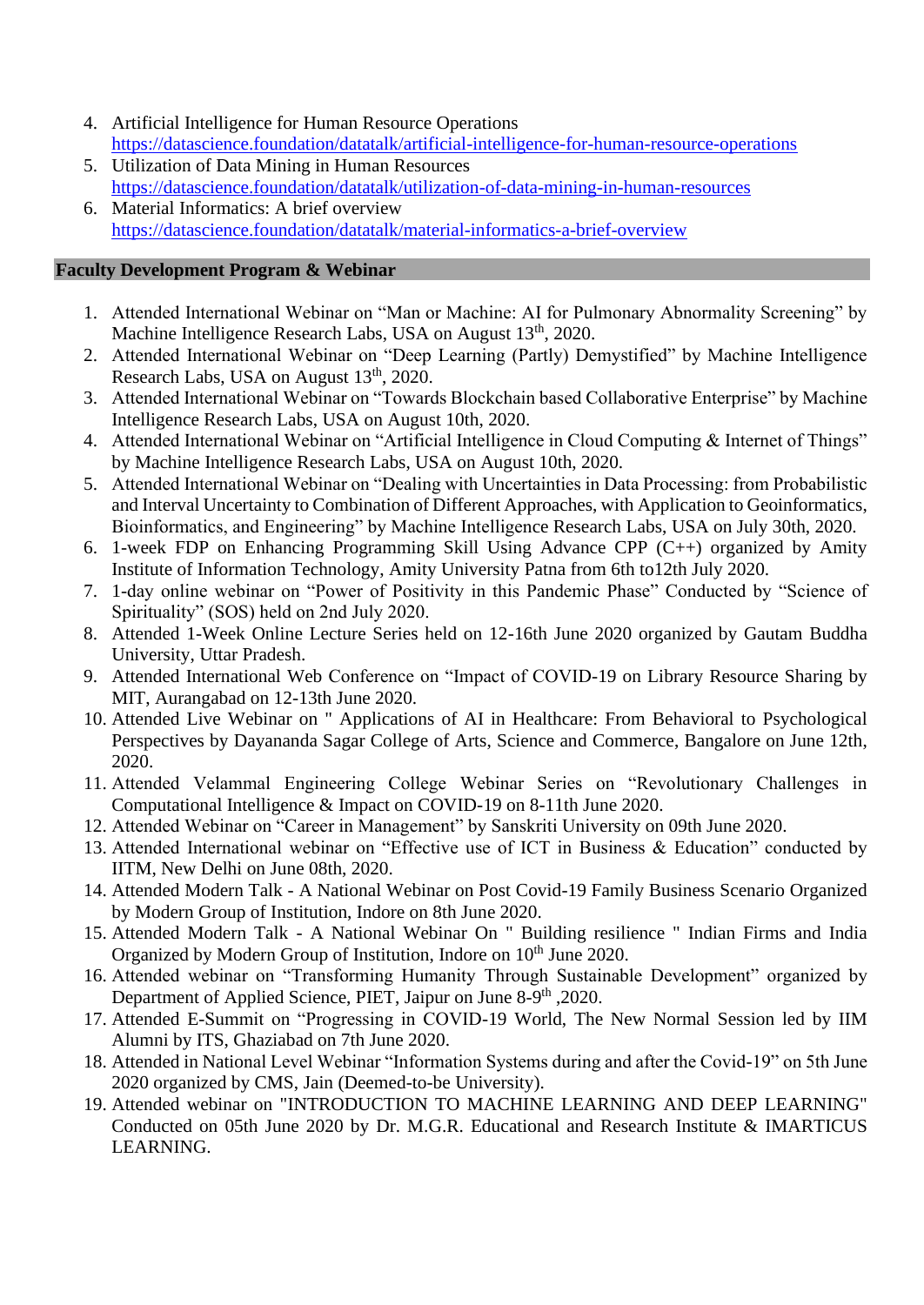4. Artificial Intelligence for Human Resource Operations
   https://datascience.foundation/datatalk/artificial-intelligence-for-human-resource-operations
5. Utilization of Data Mining in Human Resources
   https://datascience.foundation/datatalk/utilization-of-data-mining-in-human-resources
6. Material Informatics: A brief overview
   https://datascience.foundation/datatalk/material-informatics-a-brief-overview

## Faculty Development Program & Webinar

1. Attended International Webinar on "Man or Machine: AI for Pulmonary Abnormality Screening" by Machine Intelligence Research Labs, USA on August 13th, 2020.
2. Attended International Webinar on "Deep Learning (Partly) Demystified" by Machine Intelligence Research Labs, USA on August 13th, 2020.
3. Attended International Webinar on "Towards Blockchain based Collaborative Enterprise" by Machine Intelligence Research Labs, USA on August 10th, 2020.
4. Attended International Webinar on "Artificial Intelligence in Cloud Computing & Internet of Things" by Machine Intelligence Research Labs, USA on August 10th, 2020.
5. Attended International Webinar on "Dealing with Uncertainties in Data Processing: from Probabilistic and Interval Uncertainty to Combination of Different Approaches, with Application to Geoinformatics, Bioinformatics, and Engineering" by Machine Intelligence Research Labs, USA on July 30th, 2020.
6. 1-week FDP on Enhancing Programming Skill Using Advance CPP (C++) organized by Amity Institute of Information Technology, Amity University Patna from 6th to12th July 2020.
7. 1-day online webinar on "Power of Positivity in this Pandemic Phase" Conducted by "Science of Spirituality" (SOS) held on 2nd July 2020.
8. Attended 1-Week Online Lecture Series held on 12-16th June 2020 organized by Gautam Buddha University, Uttar Pradesh.
9. Attended International Web Conference on "Impact of COVID-19 on Library Resource Sharing by MIT, Aurangabad on 12-13th June 2020.
10. Attended Live Webinar on " Applications of AI in Healthcare: From Behavioral to Psychological Perspectives by Dayananda Sagar College of Arts, Science and Commerce, Bangalore on June 12th, 2020.
11. Attended Velammal Engineering College Webinar Series on "Revolutionary Challenges in Computational Intelligence & Impact on COVID-19 on 8-11th June 2020.
12. Attended Webinar on "Career in Management" by Sanskriti University on 09th June 2020.
13. Attended International webinar on "Effective use of ICT in Business & Education" conducted by IITM, New Delhi on June 08th, 2020.
14. Attended Modern Talk - A National Webinar on Post Covid-19 Family Business Scenario Organized by Modern Group of Institution, Indore on 8th June 2020.
15. Attended Modern Talk - A National Webinar On " Building resilience " Indian Firms and India Organized by Modern Group of Institution, Indore on 10th June 2020.
16. Attended webinar on "Transforming Humanity Through Sustainable Development" organized by Department of Applied Science, PIET, Jaipur on June 8-9th ,2020.
17. Attended E-Summit on "Progressing in COVID-19 World, The New Normal Session led by IIM Alumni by ITS, Ghaziabad on 7th June 2020.
18. Attended in National Level Webinar "Information Systems during and after the Covid-19" on 5th June 2020 organized by CMS, Jain (Deemed-to-be University).
19. Attended webinar on "INTRODUCTION TO MACHINE LEARNING AND DEEP LEARNING" Conducted on 05th June 2020 by Dr. M.G.R. Educational and Research Institute & IMARTICUS LEARNING.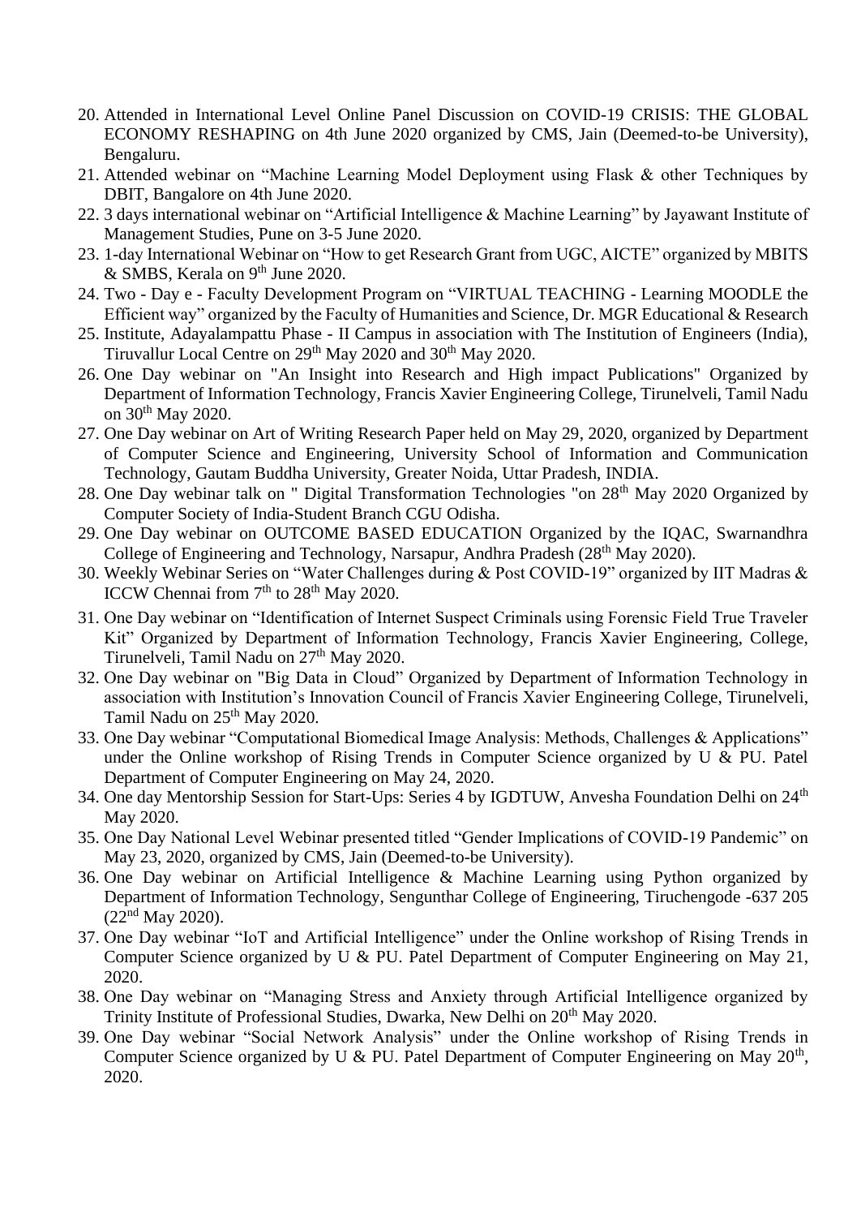20. Attended in International Level Online Panel Discussion on COVID-19 CRISIS: THE GLOBAL ECONOMY RESHAPING on 4th June 2020 organized by CMS, Jain (Deemed-to-be University), Bengaluru.
21. Attended webinar on "Machine Learning Model Deployment using Flask & other Techniques by DBIT, Bangalore on 4th June 2020.
22. 3 days international webinar on "Artificial Intelligence & Machine Learning" by Jayawant Institute of Management Studies, Pune on 3-5 June 2020.
23. 1-day International Webinar on "How to get Research Grant from UGC, AICTE" organized by MBITS & SMBS, Kerala on 9th June 2020.
24. Two - Day e - Faculty Development Program on "VIRTUAL TEACHING - Learning MOODLE the Efficient way" organized by the Faculty of Humanities and Science, Dr. MGR Educational & Research
25. Institute, Adayalampattu Phase - II Campus in association with The Institution of Engineers (India), Tiruvallur Local Centre on 29th May 2020 and 30th May 2020.
26. One Day webinar on "An Insight into Research and High impact Publications" Organized by Department of Information Technology, Francis Xavier Engineering College, Tirunelveli, Tamil Nadu on 30th May 2020.
27. One Day webinar on Art of Writing Research Paper held on May 29, 2020, organized by Department of Computer Science and Engineering, University School of Information and Communication Technology, Gautam Buddha University, Greater Noida, Uttar Pradesh, INDIA.
28. One Day webinar talk on " Digital Transformation Technologies "on 28th May 2020 Organized by Computer Society of India-Student Branch CGU Odisha.
29. One Day webinar on OUTCOME BASED EDUCATION Organized by the IQAC, Swarnandhra College of Engineering and Technology, Narsapur, Andhra Pradesh (28th May 2020).
30. Weekly Webinar Series on "Water Challenges during & Post COVID-19" organized by IIT Madras & ICCW Chennai from 7th to 28th May 2020.
31. One Day webinar on "Identification of Internet Suspect Criminals using Forensic Field True Traveler Kit" Organized by Department of Information Technology, Francis Xavier Engineering, College, Tirunelveli, Tamil Nadu on 27th May 2020.
32. One Day webinar on "Big Data in Cloud" Organized by Department of Information Technology in association with Institution's Innovation Council of Francis Xavier Engineering College, Tirunelveli, Tamil Nadu on 25th May 2020.
33. One Day webinar "Computational Biomedical Image Analysis: Methods, Challenges & Applications" under the Online workshop of Rising Trends in Computer Science organized by U & PU. Patel Department of Computer Engineering on May 24, 2020.
34. One day Mentorship Session for Start-Ups: Series 4 by IGDTUW, Anvesha Foundation Delhi on 24th May 2020.
35. One Day National Level Webinar presented titled "Gender Implications of COVID-19 Pandemic" on May 23, 2020, organized by CMS, Jain (Deemed-to-be University).
36. One Day webinar on Artificial Intelligence & Machine Learning using Python organized by Department of Information Technology, Sengunthar College of Engineering, Tiruchengode -637 205 (22nd May 2020).
37. One Day webinar "IoT and Artificial Intelligence" under the Online workshop of Rising Trends in Computer Science organized by U & PU. Patel Department of Computer Engineering on May 21, 2020.
38. One Day webinar on "Managing Stress and Anxiety through Artificial Intelligence organized by Trinity Institute of Professional Studies, Dwarka, New Delhi on 20th May 2020.
39. One Day webinar "Social Network Analysis" under the Online workshop of Rising Trends in Computer Science organized by U & PU. Patel Department of Computer Engineering on May 20th, 2020.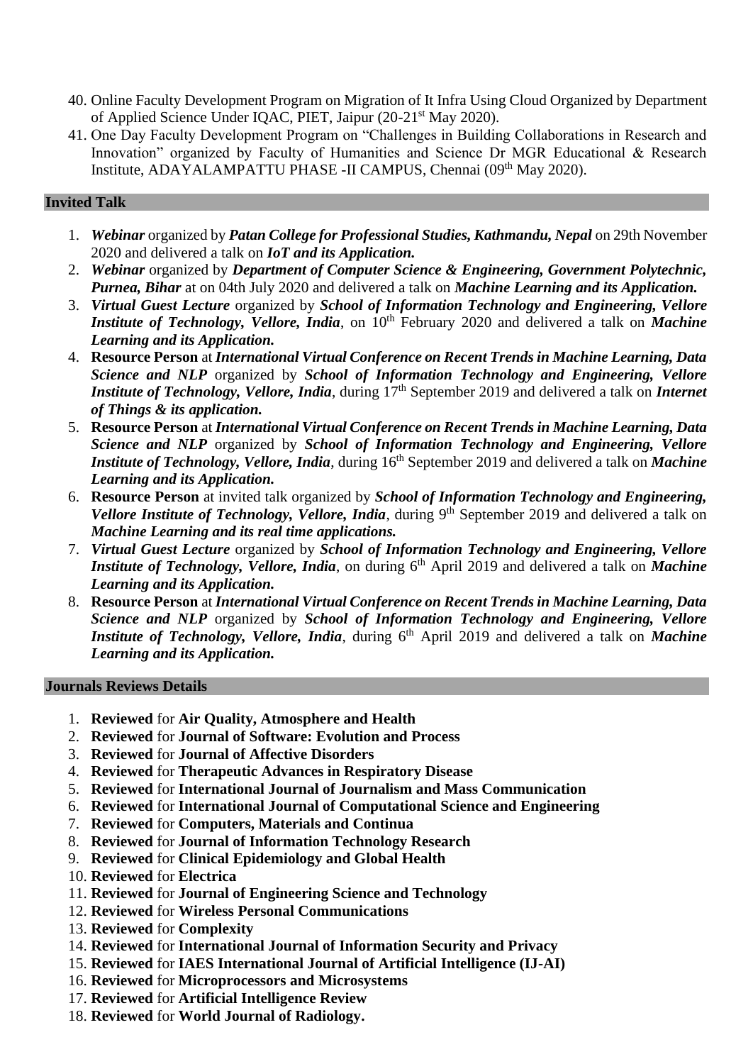40. Online Faculty Development Program on Migration of It Infra Using Cloud Organized by Department of Applied Science Under IQAC, PIET, Jaipur (20-21st May 2020).
41. One Day Faculty Development Program on "Challenges in Building Collaborations in Research and Innovation" organized by Faculty of Humanities and Science Dr MGR Educational & Research Institute, ADAYALAMPATTU PHASE -II CAMPUS, Chennai (09th May 2020).

## Invited Talk

1. ***Webinar*** organized by ***Patan College for Professional Studies, Kathmandu, Nepal*** on 29th November 2020 and delivered a talk on ***IoT and its Application.***
2. ***Webinar*** organized by ***Department of Computer Science & Engineering, Government Polytechnic, Purnea, Bihar*** at on 04th July 2020 and delivered a talk on ***Machine Learning and its Application.***
3. ***Virtual Guest Lecture*** organized by ***School of Information Technology and Engineering, Vellore Institute of Technology, Vellore, India***, on 10th February 2020 and delivered a talk on ***Machine Learning and its Application.***
4. **Resource Person** at ***International Virtual Conference on Recent Trends in Machine Learning, Data Science and NLP*** organized by ***School of Information Technology and Engineering, Vellore Institute of Technology, Vellore, India***, during 17th September 2019 and delivered a talk on ***Internet of Things & its application.***
5. **Resource Person** at ***International Virtual Conference on Recent Trends in Machine Learning, Data Science and NLP*** organized by ***School of Information Technology and Engineering, Vellore Institute of Technology, Vellore, India***, during 16th September 2019 and delivered a talk on ***Machine Learning and its Application.***
6. **Resource Person** at invited talk organized by ***School of Information Technology and Engineering, Vellore Institute of Technology, Vellore, India***, during 9th September 2019 and delivered a talk on ***Machine Learning and its real time applications.***
7. ***Virtual Guest Lecture*** organized by ***School of Information Technology and Engineering, Vellore Institute of Technology, Vellore, India***, on during 6th April 2019 and delivered a talk on ***Machine Learning and its Application.***
8. **Resource Person** at ***International Virtual Conference on Recent Trends in Machine Learning, Data Science and NLP*** organized by ***School of Information Technology and Engineering, Vellore Institute of Technology, Vellore, India***, during 6th April 2019 and delivered a talk on ***Machine Learning and its Application.***

## Journals Reviews Details

1. **Reviewed** for **Air Quality, Atmosphere and Health**
2. **Reviewed** for **Journal of Software: Evolution and Process**
3. **Reviewed** for **Journal of Affective Disorders**
4. **Reviewed** for **Therapeutic Advances in Respiratory Disease**
5. **Reviewed** for **International Journal of Journalism and Mass Communication**
6. **Reviewed** for **International Journal of Computational Science and Engineering**
7. **Reviewed** for **Computers, Materials and Continua**
8. **Reviewed** for **Journal of Information Technology Research**
9. **Reviewed** for **Clinical Epidemiology and Global Health**
10. **Reviewed** for **Electrica**
11. **Reviewed** for **Journal of Engineering Science and Technology**
12. **Reviewed** for **Wireless Personal Communications**
13. **Reviewed** for **Complexity**
14. **Reviewed** for **International Journal of Information Security and Privacy**
15. **Reviewed** for **IAES International Journal of Artificial Intelligence (IJ-AI)**
16. **Reviewed** for **Microprocessors and Microsystems**
17. **Reviewed** for **Artificial Intelligence Review**
18. **Reviewed** for **World Journal of Radiology.**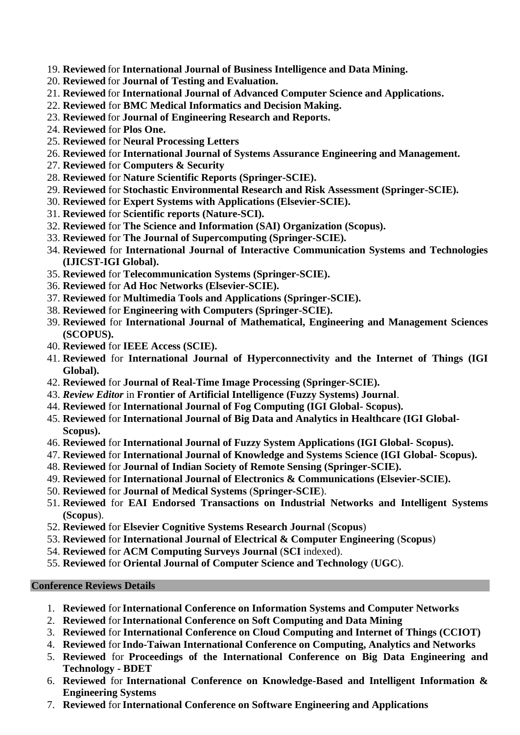19. **Reviewed** for **International Journal of Business Intelligence and Data Mining.**
20. **Reviewed** for **Journal of Testing and Evaluation.**
21. **Reviewed** for **International Journal of Advanced Computer Science and Applications.**
22. **Reviewed** for **BMC Medical Informatics and Decision Making.**
23. **Reviewed** for **Journal of Engineering Research and Reports.**
24. **Reviewed** for **Plos One.**
25. **Reviewed** for **Neural Processing Letters**
26. **Reviewed** for **International Journal of Systems Assurance Engineering and Management.**
27. **Reviewed** for **Computers & Security**
28. **Reviewed** for **Nature Scientific Reports (Springer-SCIE).**
29. **Reviewed** for **Stochastic Environmental Research and Risk Assessment (Springer-SCIE).**
30. **Reviewed** for **Expert Systems with Applications (Elsevier-SCIE).**
31. **Reviewed** for **Scientific reports (Nature-SCI).**
32. **Reviewed** for **The Science and Information (SAI) Organization (Scopus).**
33. **Reviewed** for **The Journal of Supercomputing (Springer-SCIE).**
34. **Reviewed** for **International Journal of Interactive Communication Systems and Technologies (IJICST-IGI Global).**
35. **Reviewed** for **Telecommunication Systems (Springer-SCIE).**
36. **Reviewed** for **Ad Hoc Networks (Elsevier-SCIE).**
37. **Reviewed** for **Multimedia Tools and Applications (Springer-SCIE).**
38. **Reviewed** for **Engineering with Computers (Springer-SCIE).**
39. **Reviewed** for **International Journal of Mathematical, Engineering and Management Sciences (SCOPUS).**
40. **Reviewed** for **IEEE Access (SCIE).**
41. **Reviewed** for **International Journal of Hyperconnectivity and the Internet of Things (IGI Global).**
42. **Reviewed** for **Journal of Real-Time Image Processing (Springer-SCIE).**
43. ***Review Editor*** in **Frontier of Artificial Intelligence (Fuzzy Systems) Journal**.
44. **Reviewed** for **International Journal of Fog Computing (IGI Global- Scopus).**
45. **Reviewed** for **International Journal of Big Data and Analytics in Healthcare (IGI Global-Scopus).**
46. **Reviewed** for **International Journal of Fuzzy System Applications (IGI Global- Scopus).**
47. **Reviewed** for **International Journal of Knowledge and Systems Science (IGI Global- Scopus).**
48. **Reviewed** for **Journal of Indian Society of Remote Sensing (Springer-SCIE).**
49. **Reviewed** for **International Journal of Electronics & Communications (Elsevier-SCIE).**
50. **Reviewed** for **Journal of Medical Systems** (**Springer-SCIE**).
51. **Reviewed** for **EAI Endorsed Transactions on Industrial Networks and Intelligent Systems (Scopus**).
52. **Reviewed** for **Elsevier Cognitive Systems Research Journal** (**Scopus**)
53. **Reviewed** for **International Journal of Electrical & Computer Engineering** (**Scopus**)
54. **Reviewed** for **ACM Computing Surveys Journal** (**SCI** indexed).
55. **Reviewed** for **Oriental Journal of Computer Science and Technology** (**UGC**).

## Conference Reviews Details

1. **Reviewed** for **International Conference on Information Systems and Computer Networks**
2. **Reviewed** for **International Conference on Soft Computing and Data Mining**
3. **Reviewed** for **International Conference on Cloud Computing and Internet of Things (CCIOT)**
4. **Reviewed** for **Indo-Taiwan International Conference on Computing, Analytics and Networks**
5. **Reviewed** for **Proceedings of the International Conference on Big Data Engineering and Technology - BDET**
6. **Reviewed** for **International Conference on Knowledge-Based and Intelligent Information & Engineering Systems**
7. **Reviewed** for **International Conference on Software Engineering and Applications**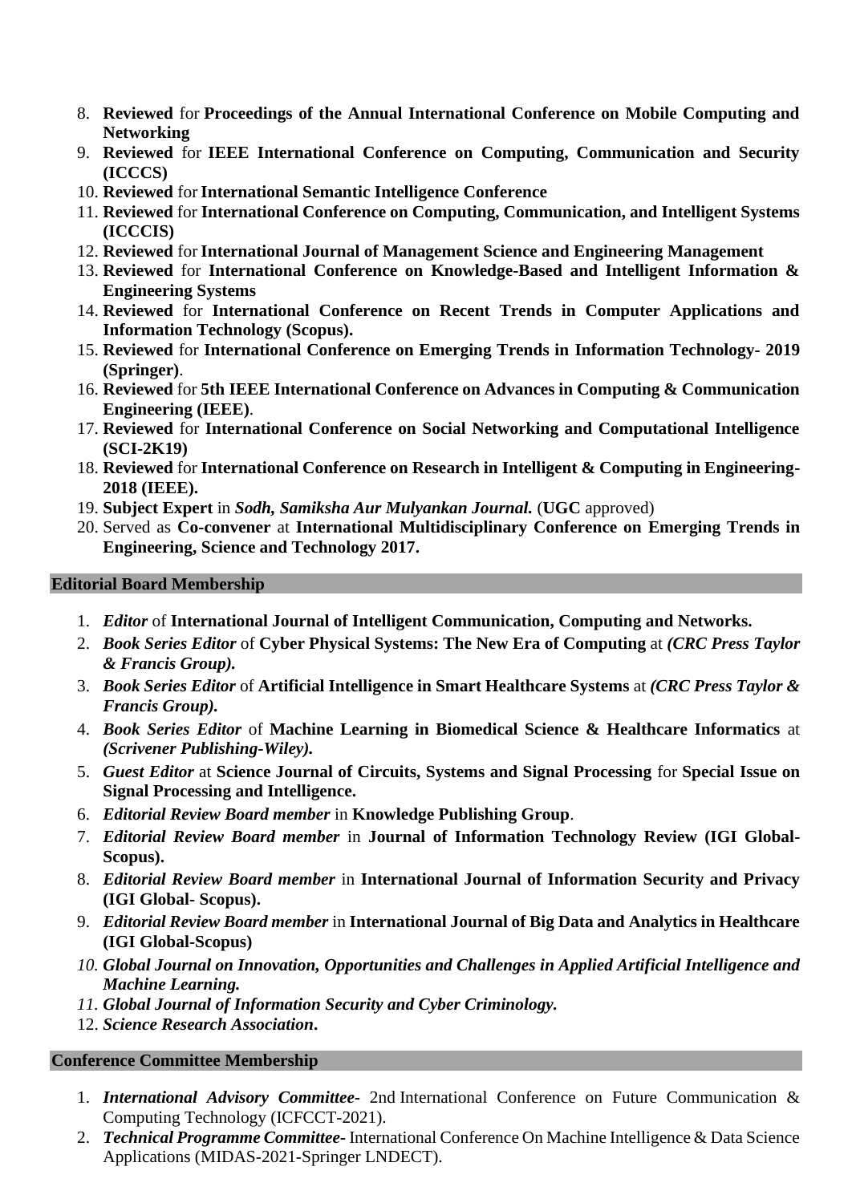8. **Reviewed** for **Proceedings of the Annual International Conference on Mobile Computing and Networking**
9. **Reviewed** for **IEEE International Conference on Computing, Communication and Security (ICCCS)**
10. **Reviewed** for **International Semantic Intelligence Conference**
11. **Reviewed** for **International Conference on Computing, Communication, and Intelligent Systems (ICCCIS)**
12. **Reviewed** for **International Journal of Management Science and Engineering Management**
13. **Reviewed** for **International Conference on Knowledge-Based and Intelligent Information & Engineering Systems**
14. **Reviewed** for **International Conference on Recent Trends in Computer Applications and Information Technology (Scopus).**
15. **Reviewed** for **International Conference on Emerging Trends in Information Technology- 2019 (Springer)**.
16. **Reviewed** for **5th IEEE International Conference on Advances in Computing & Communication Engineering (IEEE)**.
17. **Reviewed** for **International Conference on Social Networking and Computational Intelligence (SCI-2K19)**
18. **Reviewed** for **International Conference on Research in Intelligent & Computing in Engineering-2018 (IEEE).**
19. **Subject Expert** in ***Sodh, Samiksha Aur Mulyankan Journal.*** (**UGC** approved)
20. Served as **Co-convener** at **International Multidisciplinary Conference on Emerging Trends in Engineering, Science and Technology 2017.**

## Editorial Board Membership

1. ***Editor*** of **International Journal of Intelligent Communication, Computing and Networks.**
2. ***Book Series Editor*** of **Cyber Physical Systems: The New Era of Computing** at ***(CRC Press Taylor & Francis Group).***
3. ***Book Series Editor*** of **Artificial Intelligence in Smart Healthcare Systems** at ***(CRC Press Taylor & Francis Group).***
4. ***Book Series Editor*** of **Machine Learning in Biomedical Science & Healthcare Informatics** at ***(Scrivener Publishing-Wiley).***
5. ***Guest Editor*** at **Science Journal of Circuits, Systems and Signal Processing** for **Special Issue on Signal Processing and Intelligence.**
6. ***Editorial Review Board member*** in **Knowledge Publishing Group**.
7. ***Editorial Review Board member*** in **Journal of Information Technology Review (IGI Global-Scopus).**
8. ***Editorial Review Board member*** in **International Journal of Information Security and Privacy (IGI Global- Scopus).**
9. ***Editorial Review Board member*** in **International Journal of Big Data and Analytics in Healthcare (IGI Global-Scopus)**
10. ***Global Journal on Innovation, Opportunities and Challenges in Applied Artificial Intelligence and Machine Learning.***
11. ***Global Journal of Information Security and Cyber Criminology.***
12. ***Science Research Association*.**

## Conference Committee Membership

1. ***International Advisory Committee-*** 2nd International Conference on Future Communication & Computing Technology (ICFCCT-2021).
2. ***Technical Programme Committee-*** International Conference On Machine Intelligence & Data Science Applications (MIDAS-2021-Springer LNDECT).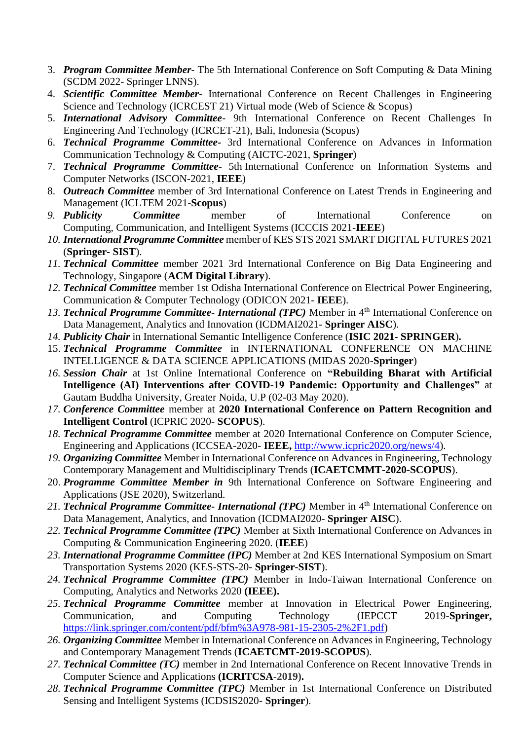3. ***Program Committee Member***- The 5th International Conference on Soft Computing & Data Mining (SCDM 2022- Springer LNNS).
4. ***Scientific Committee Member***- International Conference on Recent Challenges in Engineering Science and Technology (ICRCEST 21) Virtual mode (Web of Science & Scopus)
5. ***International Advisory Committee***- 9th International Conference on Recent Challenges In Engineering And Technology (ICRCET-21), Bali, Indonesia (Scopus)
6. ***Technical Programme Committee-*** 3rd International Conference on Advances in Information Communication Technology & Computing (AICTC-2021, **Springer**)
7. ***Technical Programme Committee-*** 5th International Conference on Information Systems and Computer Networks (ISCON-2021, **IEEE**)
8. ***Outreach Committee*** member of 3rd International Conference on Latest Trends in Engineering and Management (ICLTEM 2021-**Scopus**)
9. ***Publicity Committee*** member of International Conference on Computing, Communication, and Intelligent Systems (ICCCIS 2021-**IEEE**)
10. ***International Programme Committee*** member of KES STS 2021 SMART DIGITAL FUTURES 2021 (**Springer**- **SIST**).
11. ***Technical Committee*** member 2021 3rd International Conference on Big Data Engineering and Technology, Singapore (**ACM Digital Library**).
12. ***Technical Committee*** member 1st Odisha International Conference on Electrical Power Engineering, Communication & Computer Technology (ODICON 2021- **IEEE**).
13. ***Technical Programme Committee- International (TPC)*** Member in 4th International Conference on Data Management, Analytics and Innovation (ICDMAI2021- **Springer AISC**).
14. ***Publicity Chair*** in International Semantic Intelligence Conference (**ISIC 2021- SPRINGER**).
15. ***Technical Programme Committee*** in INTERNATIONAL CONFERENCE ON MACHINE INTELLIGENCE & DATA SCIENCE APPLICATIONS (MIDAS 2020-**Springer**)
16. ***Session Chair*** at 1st Online International Conference on **"Rebuilding Bharat with Artificial Intelligence (AI) Interventions after COVID-19 Pandemic: Opportunity and Challenges"** at Gautam Buddha University, Greater Noida, U.P (02-03 May 2020).
17. ***Conference Committee*** member at **2020 International Conference on Pattern Recognition and Intelligent Control** (ICPRIC 2020- **SCOPUS**).
18. ***Technical Programme Committee*** member at 2020 International Conference on Computer Science, Engineering and Applications (ICCSEA-2020- **IEEE,** http://www.icpric2020.org/news/4).
19. ***Organizing Committee*** Member in International Conference on Advances in Engineering, Technology Contemporary Management and Multidisciplinary Trends (**ICAETCMMT-2020-SCOPUS**).
20. ***Programme Committee Member in*** 9th International Conference on Software Engineering and Applications (JSE 2020), Switzerland.
21. ***Technical Programme Committee- International (TPC)*** Member in 4th International Conference on Data Management, Analytics, and Innovation (ICDMAI2020- **Springer AISC**).
22. ***Technical Programme Committee (TPC)*** Member at Sixth International Conference on Advances in Computing & Communication Engineering 2020. (**IEEE**)
23. ***International Programme Committee (IPC)*** Member at 2nd KES International Symposium on Smart Transportation Systems 2020 (KES-STS-20- **Springer-SIST**).
24. ***Technical Programme Committee (TPC)*** Member in Indo-Taiwan International Conference on Computing, Analytics and Networks 2020 **(IEEE).**
25. ***Technical Programme Committee*** member at Innovation in Electrical Power Engineering, Communication, and Computing Technology (IEPCCT 2019-**Springer,** https://link.springer.com/content/pdf/bfm%3A978-981-15-2305-2%2F1.pdf)
26. ***Organizing Committee*** Member in International Conference on Advances in Engineering, Technology and Contemporary Management Trends (**ICAETCMT-2019-SCOPUS**).
27. ***Technical Committee (TC)*** member in 2nd International Conference on Recent Innovative Trends in Computer Science and Applications **(ICRITCSA-2019).**
28. ***Technical Programme Committee (TPC)*** Member in 1st International Conference on Distributed Sensing and Intelligent Systems (ICDSIS2020- **Springer**).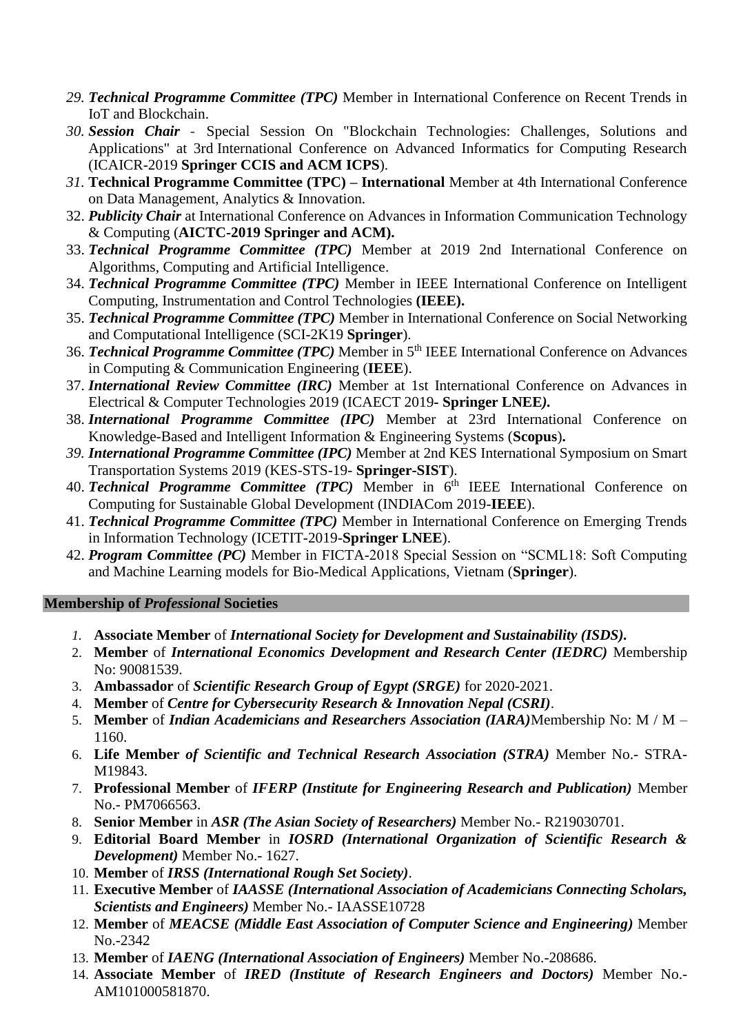29. ***Technical Programme Committee (TPC)*** Member in International Conference on Recent Trends in IoT and Blockchain.
30. ***Session Chair*** - Special Session On "Blockchain Technologies: Challenges, Solutions and Applications" at 3rd International Conference on Advanced Informatics for Computing Research (ICAICR-2019 **Springer CCIS and ACM ICPS**).
31. **Technical Programme Committee (TPC) – International** Member at 4th International Conference on Data Management, Analytics & Innovation.
32. ***Publicity Chair*** at International Conference on Advances in Information Communication Technology & Computing (**AICTC-2019 Springer and ACM).**
33. ***Technical Programme Committee (TPC)*** Member at 2019 2nd International Conference on Algorithms, Computing and Artificial Intelligence.
34. ***Technical Programme Committee (TPC)*** Member in IEEE International Conference on Intelligent Computing, Instrumentation and Control Technologies **(IEEE).**
35. ***Technical Programme Committee (TPC)*** Member in International Conference on Social Networking and Computational Intelligence (SCI-2K19 **Springer**).
36. ***Technical Programme Committee (TPC)*** Member in 5th IEEE International Conference on Advances in Computing & Communication Engineering (**IEEE**).
37. ***International Review Committee (IRC)*** Member at 1st International Conference on Advances in Electrical & Computer Technologies 2019 (ICAECT 2019**- Springer LNEE*).***
38. ***International Programme Committee (IPC)*** Member at 23rd International Conference on Knowledge-Based and Intelligent Information & Engineering Systems (**Scopus**)**.**
39. ***International Programme Committee (IPC)*** Member at 2nd KES International Symposium on Smart Transportation Systems 2019 (KES-STS-19- **Springer-SIST**).
40. ***Technical Programme Committee (TPC)*** Member in 6th IEEE International Conference on Computing for Sustainable Global Development (INDIACom 2019-**IEEE**).
41. ***Technical Programme Committee (TPC)*** Member in International Conference on Emerging Trends in Information Technology (ICETIT-2019-**Springer LNEE**).
42. ***Program Committee (PC)*** Member in FICTA-2018 Special Session on "SCML18: Soft Computing and Machine Learning models for Bio-Medical Applications, Vietnam (**Springer**).

## Membership of *Professional* Societies

1. **Associate Member** of ***International Society for Development and Sustainability (ISDS).***
2. **Member** of ***International Economics Development and Research Center (IEDRC)*** Membership No: 90081539.
3. **Ambassador** of ***Scientific Research Group of Egypt (SRGE)*** for 2020-2021.
4. **Member** of ***Centre for Cybersecurity Research & Innovation Nepal (CSRI)***.
5. **Member** of ***Indian Academicians and Researchers Association (IARA)***Membership No: M / M – 1160.
6. **Life Member** ***of Scientific and Technical Research Association (STRA)*** Member No.- STRA-M19843.
7. **Professional Member** of ***IFERP (Institute for Engineering Research and Publication)*** Member No.- PM7066563.
8. **Senior Member** in ***ASR (The Asian Society of Researchers)*** Member No.- R219030701.
9. **Editorial Board Member** in ***IOSRD (International Organization of Scientific Research & Development)*** Member No.- 1627.
10. **Member** of ***IRSS (International Rough Set Society)***.
11. **Executive Member** of ***IAASSE (International Association of Academicians Connecting Scholars, Scientists and Engineers)*** Member No.- IAASSE10728
12. **Member** of ***MEACSE (Middle East Association of Computer Science and Engineering)*** Member No.-2342
13. **Member** of ***IAENG (International Association of Engineers)*** Member No.-208686.
14. **Associate Member** of ***IRED (Institute of Research Engineers and Doctors)*** Member No.-AM101000581870.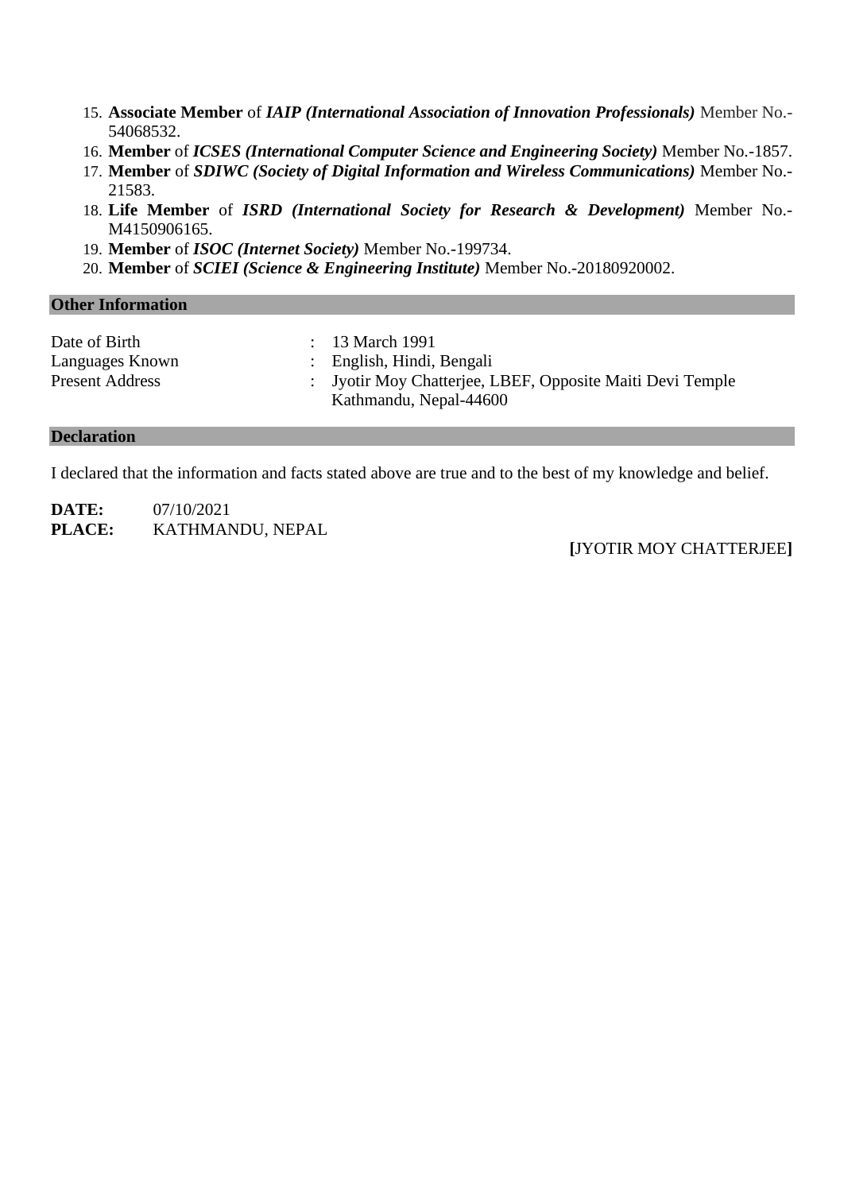15. **Associate Member** of ***IAIP (International Association of Innovation Professionals)*** Member No.-54068532.
16. **Member** of ***ICSES (International Computer Science and Engineering Society)*** Member No.-1857.
17. **Member** of ***SDIWC (Society of Digital Information and Wireless Communications)*** Member No.-21583.
18. **Life Member** of ***ISRD (International Society for Research & Development)*** Member No.-M4150906165.
19. **Member** of ***ISOC (Internet Society)*** Member No.-199734.
20. **Member** of ***SCIEI (Science & Engineering Institute)*** Member No.-20180920002.

## Other Information

| | | |
|---|---|---|
| Date of Birth | : | 13 March 1991 |
| Languages Known | : | English, Hindi, Bengali |
| Present Address | : | Jyotir Moy Chatterjee, LBEF, Opposite Maiti Devi Temple Kathmandu, Nepal-44600 |

## Declaration

I declared that the information and facts stated above are true and to the best of my knowledge and belief.

**DATE:** 07/10/2021
**PLACE:** KATHMANDU, NEPAL

**[**JYOTIR MOY CHATTERJEE**]**